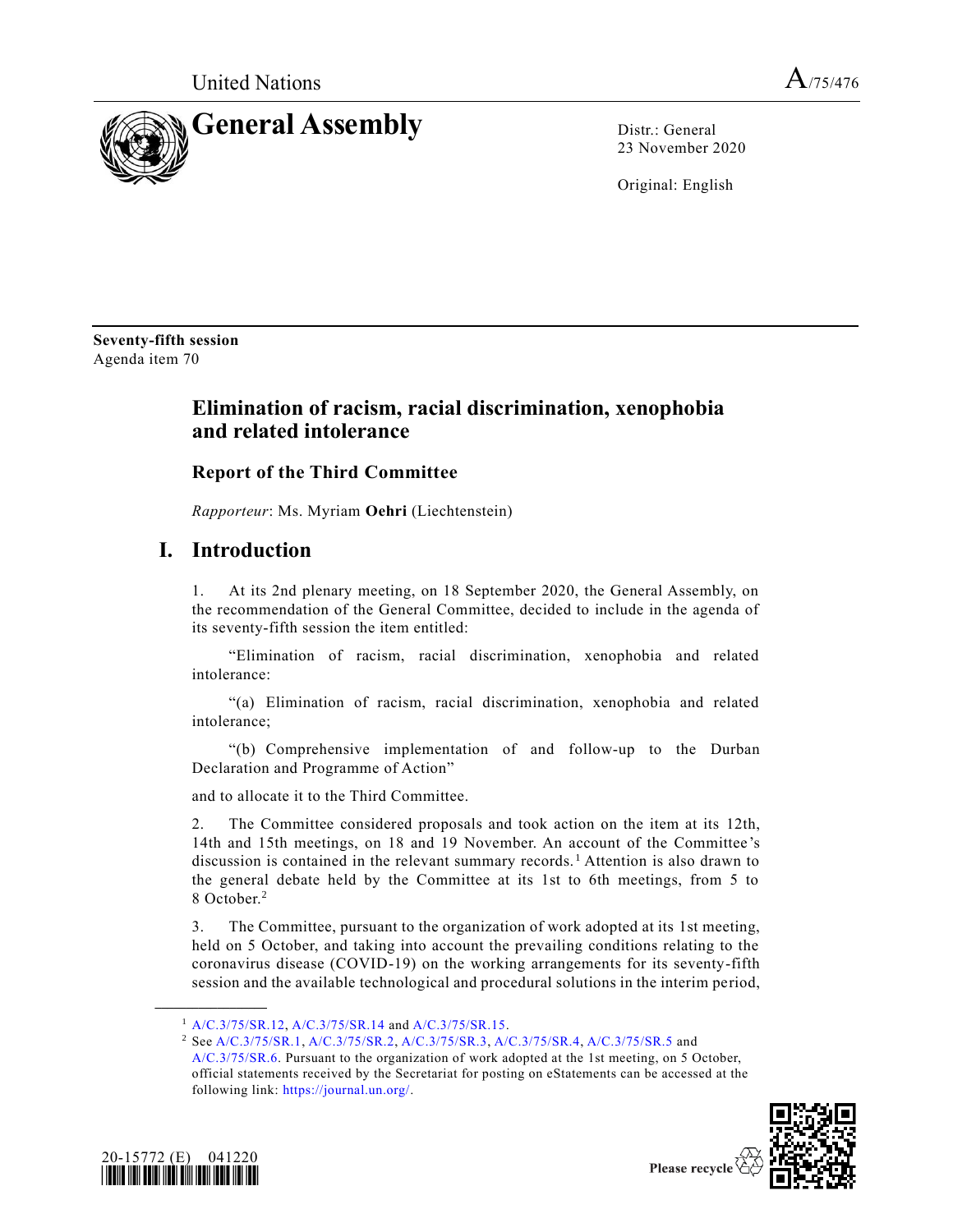United Nations A/75/476

# General Assembly

Distr.: General
23 November 2020

Original: English

**Seventy-fifth session**
Agenda item 70

## Elimination of racism, racial discrimination, xenophobia and related intolerance

## Report of the Third Committee

*Rapporteur*: Ms. Myriam **Oehri** (Liechtenstein)

# I. Introduction

1. At its 2nd plenary meeting, on 18 September 2020, the General Assembly, on the recommendation of the General Committee, decided to include in the agenda of its seventy-fifth session the item entitled:

"Elimination of racism, racial discrimination, xenophobia and related intolerance:

"(a) Elimination of racism, racial discrimination, xenophobia and related intolerance;

"(b) Comprehensive implementation of and follow-up to the Durban Declaration and Programme of Action"

and to allocate it to the Third Committee.

2. The Committee considered proposals and took action on the item at its 12th, 14th and 15th meetings, on 18 and 19 November. An account of the Committee's discussion is contained in the relevant summary records.[1] Attention is also drawn to the general debate held by the Committee at its 1st to 6th meetings, from 5 to 8 October.[2]

3. The Committee, pursuant to the organization of work adopted at its 1st meeting, held on 5 October, and taking into account the prevailing conditions relating to the coronavirus disease (COVID-19) on the working arrangements for its seventy-fifth session and the available technological and procedural solutions in the interim period,

---

[1] A/C.3/75/SR.12, A/C.3/75/SR.14 and A/C.3/75/SR.15.

[2] See A/C.3/75/SR.1, A/C.3/75/SR.2, A/C.3/75/SR.3, A/C.3/75/SR.4, A/C.3/75/SR.5 and A/C.3/75/SR.6. Pursuant to the organization of work adopted at the 1st meeting, on 5 October, official statements received by the Secretariat for posting on eStatements can be accessed at the following link: https://journal.un.org/.

20-15772 (E) 041220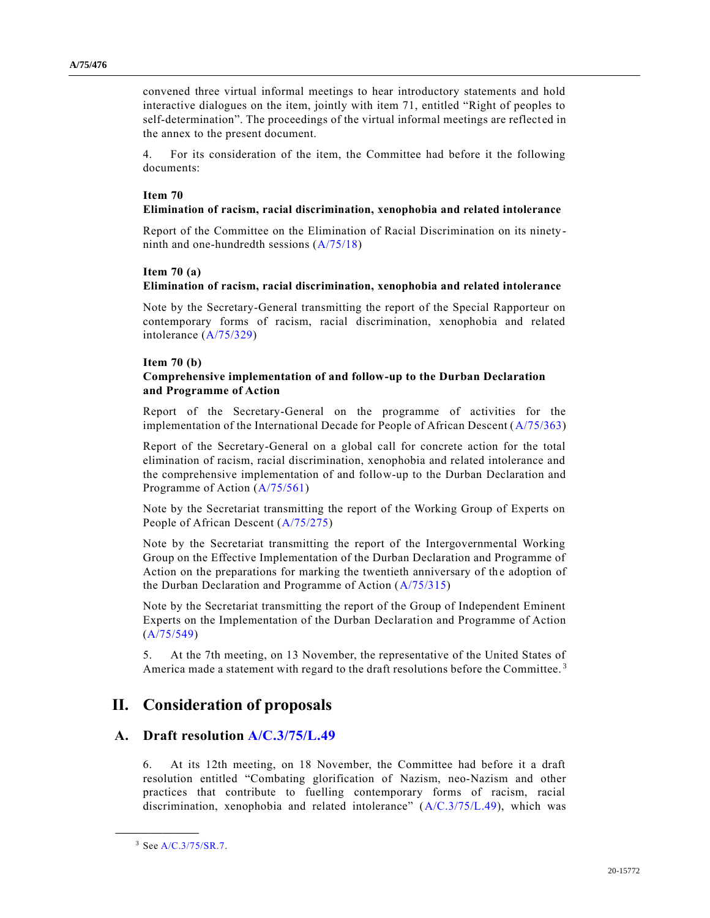convened three virtual informal meetings to hear introductory statements and hold interactive dialogues on the item, jointly with item 71, entitled "Right of peoples to self-determination". The proceedings of the virtual informal meetings are reflected in the annex to the present document.

4. For its consideration of the item, the Committee had before it the following documents:

**Item 70**
**Elimination of racism, racial discrimination, xenophobia and related intolerance**

Report of the Committee on the Elimination of Racial Discrimination on its ninety-ninth and one-hundredth sessions (A/75/18)

**Item 70 (a)**
**Elimination of racism, racial discrimination, xenophobia and related intolerance**

Note by the Secretary-General transmitting the report of the Special Rapporteur on contemporary forms of racism, racial discrimination, xenophobia and related intolerance (A/75/329)

**Item 70 (b)**
**Comprehensive implementation of and follow-up to the Durban Declaration and Programme of Action**

Report of the Secretary-General on the programme of activities for the implementation of the International Decade for People of African Descent (A/75/363)

Report of the Secretary-General on a global call for concrete action for the total elimination of racism, racial discrimination, xenophobia and related intolerance and the comprehensive implementation of and follow-up to the Durban Declaration and Programme of Action (A/75/561)

Note by the Secretariat transmitting the report of the Working Group of Experts on People of African Descent (A/75/275)

Note by the Secretariat transmitting the report of the Intergovernmental Working Group on the Effective Implementation of the Durban Declaration and Programme of Action on the preparations for marking the twentieth anniversary of the adoption of the Durban Declaration and Programme of Action (A/75/315)

Note by the Secretariat transmitting the report of the Group of Independent Eminent Experts on the Implementation of the Durban Declaration and Programme of Action (A/75/549)

5. At the 7th meeting, on 13 November, the representative of the United States of America made a statement with regard to the draft resolutions before the Committee.[3]

## II. Consideration of proposals

### A. Draft resolution A/C.3/75/L.49

6. At its 12th meeting, on 18 November, the Committee had before it a draft resolution entitled "Combating glorification of Nazism, neo-Nazism and other practices that contribute to fuelling contemporary forms of racism, racial discrimination, xenophobia and related intolerance" (A/C.3/75/L.49), which was

[3] See A/C.3/75/SR.7.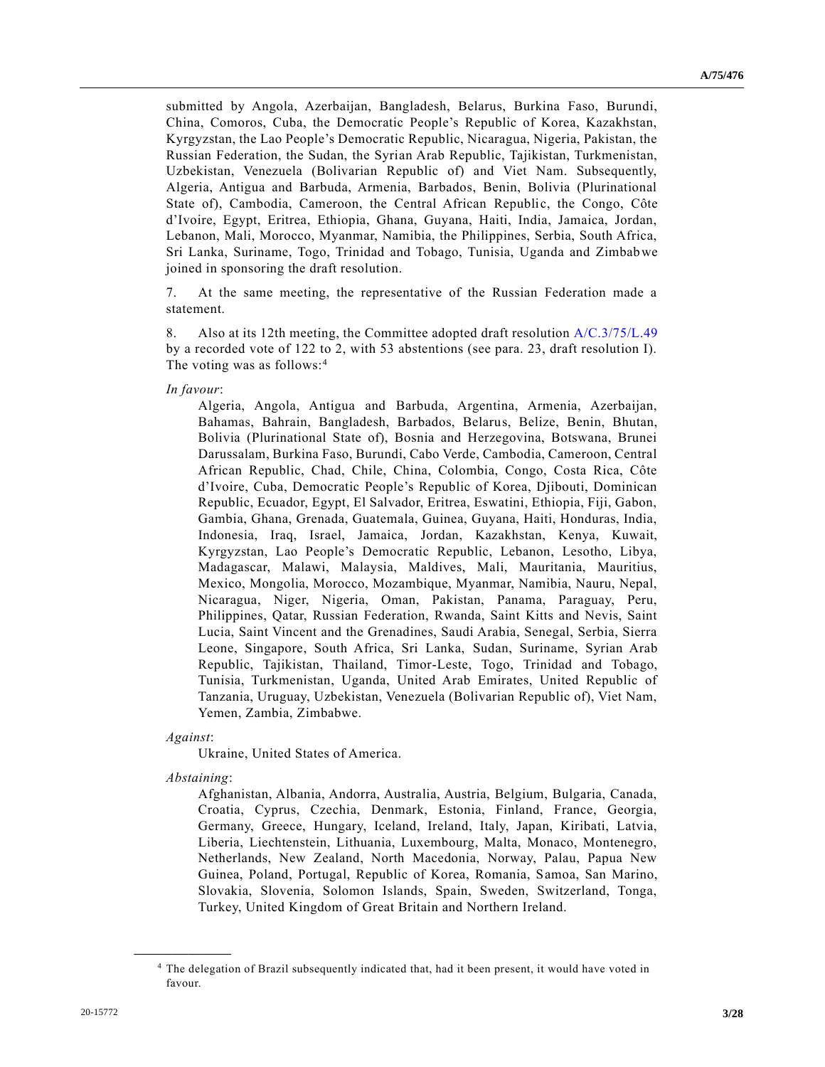submitted by Angola, Azerbaijan, Bangladesh, Belarus, Burkina Faso, Burundi, China, Comoros, Cuba, the Democratic People's Republic of Korea, Kazakhstan, Kyrgyzstan, the Lao People's Democratic Republic, Nicaragua, Nigeria, Pakistan, the Russian Federation, the Sudan, the Syrian Arab Republic, Tajikistan, Turkmenistan, Uzbekistan, Venezuela (Bolivarian Republic of) and Viet Nam. Subsequently, Algeria, Antigua and Barbuda, Armenia, Barbados, Benin, Bolivia (Plurinational State of), Cambodia, Cameroon, the Central African Republic, the Congo, Côte d'Ivoire, Egypt, Eritrea, Ethiopia, Ghana, Guyana, Haiti, India, Jamaica, Jordan, Lebanon, Mali, Morocco, Myanmar, Namibia, the Philippines, Serbia, South Africa, Sri Lanka, Suriname, Togo, Trinidad and Tobago, Tunisia, Uganda and Zimbabwe joined in sponsoring the draft resolution.

7. At the same meeting, the representative of the Russian Federation made a statement.

8. Also at its 12th meeting, the Committee adopted draft resolution A/C.3/75/L.49 by a recorded vote of 122 to 2, with 53 abstentions (see para. 23, draft resolution I). The voting was as follows:[4]

*In favour*:

Algeria, Angola, Antigua and Barbuda, Argentina, Armenia, Azerbaijan, Bahamas, Bahrain, Bangladesh, Barbados, Belarus, Belize, Benin, Bhutan, Bolivia (Plurinational State of), Bosnia and Herzegovina, Botswana, Brunei Darussalam, Burkina Faso, Burundi, Cabo Verde, Cambodia, Cameroon, Central African Republic, Chad, Chile, China, Colombia, Congo, Costa Rica, Côte d'Ivoire, Cuba, Democratic People's Republic of Korea, Djibouti, Dominican Republic, Ecuador, Egypt, El Salvador, Eritrea, Eswatini, Ethiopia, Fiji, Gabon, Gambia, Ghana, Grenada, Guatemala, Guinea, Guyana, Haiti, Honduras, India, Indonesia, Iraq, Israel, Jamaica, Jordan, Kazakhstan, Kenya, Kuwait, Kyrgyzstan, Lao People's Democratic Republic, Lebanon, Lesotho, Libya, Madagascar, Malawi, Malaysia, Maldives, Mali, Mauritania, Mauritius, Mexico, Mongolia, Morocco, Mozambique, Myanmar, Namibia, Nauru, Nepal, Nicaragua, Niger, Nigeria, Oman, Pakistan, Panama, Paraguay, Peru, Philippines, Qatar, Russian Federation, Rwanda, Saint Kitts and Nevis, Saint Lucia, Saint Vincent and the Grenadines, Saudi Arabia, Senegal, Serbia, Sierra Leone, Singapore, South Africa, Sri Lanka, Sudan, Suriname, Syrian Arab Republic, Tajikistan, Thailand, Timor-Leste, Togo, Trinidad and Tobago, Tunisia, Turkmenistan, Uganda, United Arab Emirates, United Republic of Tanzania, Uruguay, Uzbekistan, Venezuela (Bolivarian Republic of), Viet Nam, Yemen, Zambia, Zimbabwe.

*Against*:

Ukraine, United States of America.

*Abstaining*:

Afghanistan, Albania, Andorra, Australia, Austria, Belgium, Bulgaria, Canada, Croatia, Cyprus, Czechia, Denmark, Estonia, Finland, France, Georgia, Germany, Greece, Hungary, Iceland, Ireland, Italy, Japan, Kiribati, Latvia, Liberia, Liechtenstein, Lithuania, Luxembourg, Malta, Monaco, Montenegro, Netherlands, New Zealand, North Macedonia, Norway, Palau, Papua New Guinea, Poland, Portugal, Republic of Korea, Romania, Samoa, San Marino, Slovakia, Slovenia, Solomon Islands, Spain, Sweden, Switzerland, Tonga, Turkey, United Kingdom of Great Britain and Northern Ireland.

---

[4] The delegation of Brazil subsequently indicated that, had it been present, it would have voted in favour.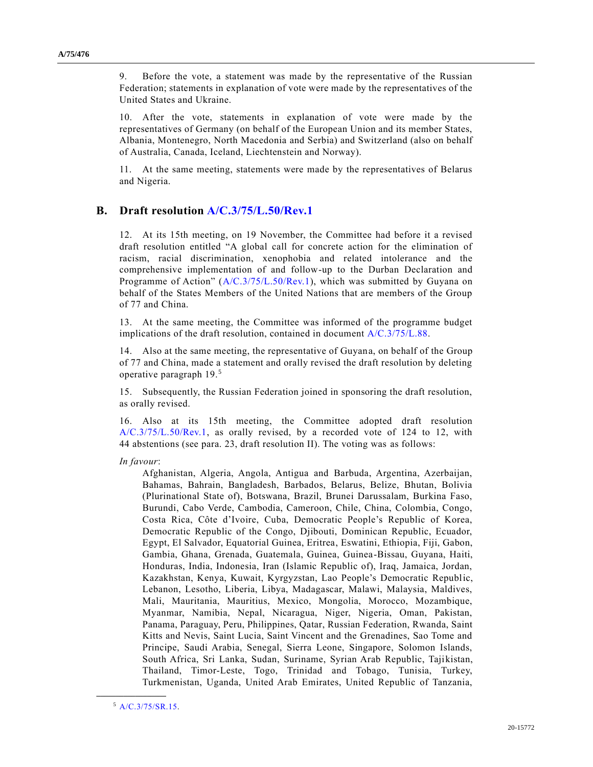9. Before the vote, a statement was made by the representative of the Russian Federation; statements in explanation of vote were made by the representatives of the United States and Ukraine.

10. After the vote, statements in explanation of vote were made by the representatives of Germany (on behalf of the European Union and its member States, Albania, Montenegro, North Macedonia and Serbia) and Switzerland (also on behalf of Australia, Canada, Iceland, Liechtenstein and Norway).

11. At the same meeting, statements were made by the representatives of Belarus and Nigeria.

## B. Draft resolution A/C.3/75/L.50/Rev.1

12. At its 15th meeting, on 19 November, the Committee had before it a revised draft resolution entitled "A global call for concrete action for the elimination of racism, racial discrimination, xenophobia and related intolerance and the comprehensive implementation of and follow-up to the Durban Declaration and Programme of Action" (A/C.3/75/L.50/Rev.1), which was submitted by Guyana on behalf of the States Members of the United Nations that are members of the Group of 77 and China.

13. At the same meeting, the Committee was informed of the programme budget implications of the draft resolution, contained in document A/C.3/75/L.88.

14. Also at the same meeting, the representative of Guyana, on behalf of the Group of 77 and China, made a statement and orally revised the draft resolution by deleting operative paragraph 19.[5]

15. Subsequently, the Russian Federation joined in sponsoring the draft resolution, as orally revised.

16. Also at its 15th meeting, the Committee adopted draft resolution A/C.3/75/L.50/Rev.1, as orally revised, by a recorded vote of 124 to 12, with 44 abstentions (see para. 23, draft resolution II). The voting was as follows:

*In favour*:

Afghanistan, Algeria, Angola, Antigua and Barbuda, Argentina, Azerbaijan, Bahamas, Bahrain, Bangladesh, Barbados, Belarus, Belize, Bhutan, Bolivia (Plurinational State of), Botswana, Brazil, Brunei Darussalam, Burkina Faso, Burundi, Cabo Verde, Cambodia, Cameroon, Chile, China, Colombia, Congo, Costa Rica, Côte d'Ivoire, Cuba, Democratic People's Republic of Korea, Democratic Republic of the Congo, Djibouti, Dominican Republic, Ecuador, Egypt, El Salvador, Equatorial Guinea, Eritrea, Eswatini, Ethiopia, Fiji, Gabon, Gambia, Ghana, Grenada, Guatemala, Guinea, Guinea-Bissau, Guyana, Haiti, Honduras, India, Indonesia, Iran (Islamic Republic of), Iraq, Jamaica, Jordan, Kazakhstan, Kenya, Kuwait, Kyrgyzstan, Lao People's Democratic Republic, Lebanon, Lesotho, Liberia, Libya, Madagascar, Malawi, Malaysia, Maldives, Mali, Mauritania, Mauritius, Mexico, Mongolia, Morocco, Mozambique, Myanmar, Namibia, Nepal, Nicaragua, Niger, Nigeria, Oman, Pakistan, Panama, Paraguay, Peru, Philippines, Qatar, Russian Federation, Rwanda, Saint Kitts and Nevis, Saint Lucia, Saint Vincent and the Grenadines, Sao Tome and Principe, Saudi Arabia, Senegal, Sierra Leone, Singapore, Solomon Islands, South Africa, Sri Lanka, Sudan, Suriname, Syrian Arab Republic, Tajikistan, Thailand, Timor-Leste, Togo, Trinidad and Tobago, Tunisia, Turkey, Turkmenistan, Uganda, United Arab Emirates, United Republic of Tanzania,

---

[5] A/C.3/75/SR.15.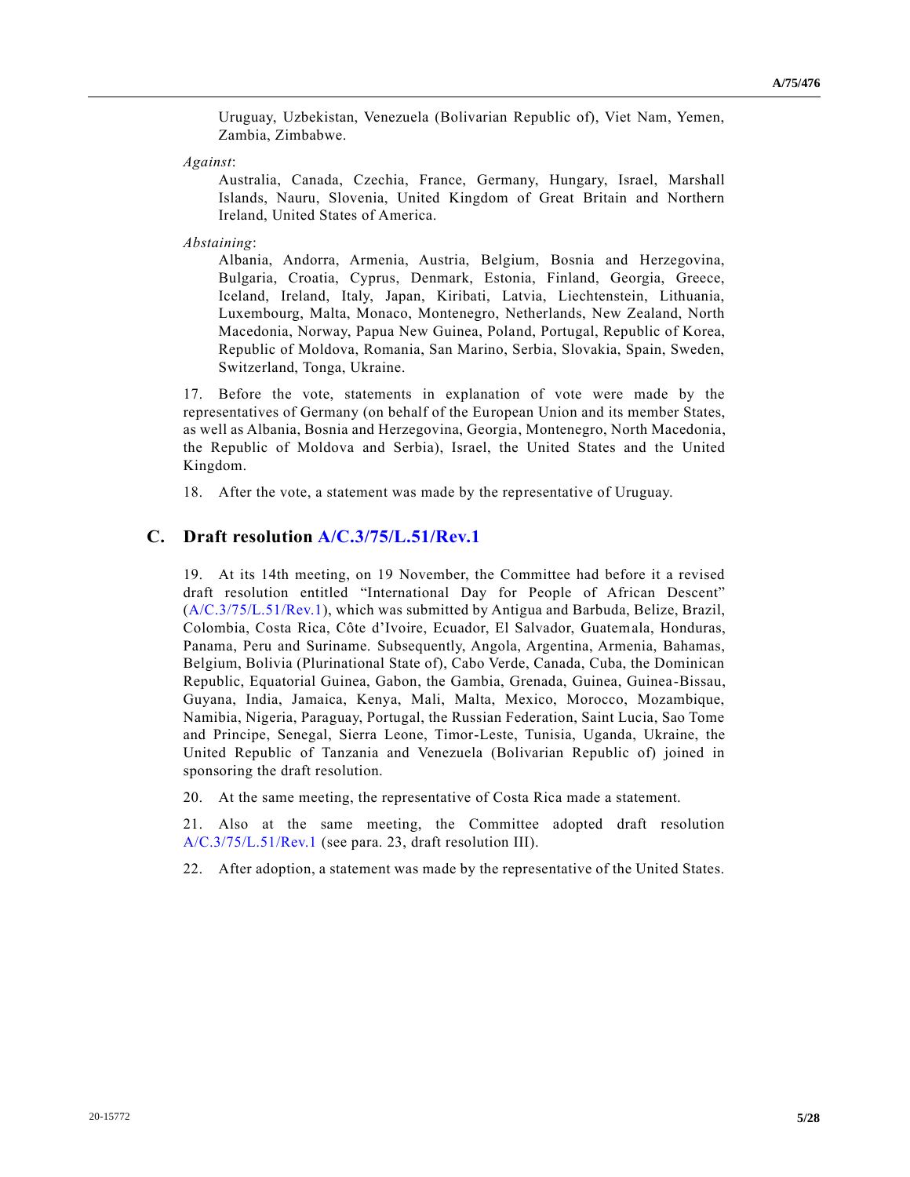Uruguay, Uzbekistan, Venezuela (Bolivarian Republic of), Viet Nam, Yemen, Zambia, Zimbabwe.

*Against*:

Australia, Canada, Czechia, France, Germany, Hungary, Israel, Marshall Islands, Nauru, Slovenia, United Kingdom of Great Britain and Northern Ireland, United States of America.

*Abstaining*:

Albania, Andorra, Armenia, Austria, Belgium, Bosnia and Herzegovina, Bulgaria, Croatia, Cyprus, Denmark, Estonia, Finland, Georgia, Greece, Iceland, Ireland, Italy, Japan, Kiribati, Latvia, Liechtenstein, Lithuania, Luxembourg, Malta, Monaco, Montenegro, Netherlands, New Zealand, North Macedonia, Norway, Papua New Guinea, Poland, Portugal, Republic of Korea, Republic of Moldova, Romania, San Marino, Serbia, Slovakia, Spain, Sweden, Switzerland, Tonga, Ukraine.

17. Before the vote, statements in explanation of vote were made by the representatives of Germany (on behalf of the European Union and its member States, as well as Albania, Bosnia and Herzegovina, Georgia, Montenegro, North Macedonia, the Republic of Moldova and Serbia), Israel, the United States and the United Kingdom.

18. After the vote, a statement was made by the representative of Uruguay.

## C. Draft resolution A/C.3/75/L.51/Rev.1

19. At its 14th meeting, on 19 November, the Committee had before it a revised draft resolution entitled "International Day for People of African Descent" (A/C.3/75/L.51/Rev.1), which was submitted by Antigua and Barbuda, Belize, Brazil, Colombia, Costa Rica, Côte d'Ivoire, Ecuador, El Salvador, Guatemala, Honduras, Panama, Peru and Suriname. Subsequently, Angola, Argentina, Armenia, Bahamas, Belgium, Bolivia (Plurinational State of), Cabo Verde, Canada, Cuba, the Dominican Republic, Equatorial Guinea, Gabon, the Gambia, Grenada, Guinea, Guinea-Bissau, Guyana, India, Jamaica, Kenya, Mali, Malta, Mexico, Morocco, Mozambique, Namibia, Nigeria, Paraguay, Portugal, the Russian Federation, Saint Lucia, Sao Tome and Principe, Senegal, Sierra Leone, Timor-Leste, Tunisia, Uganda, Ukraine, the United Republic of Tanzania and Venezuela (Bolivarian Republic of) joined in sponsoring the draft resolution.

20. At the same meeting, the representative of Costa Rica made a statement.

21. Also at the same meeting, the Committee adopted draft resolution A/C.3/75/L.51/Rev.1 (see para. 23, draft resolution III).

22. After adoption, a statement was made by the representative of the United States.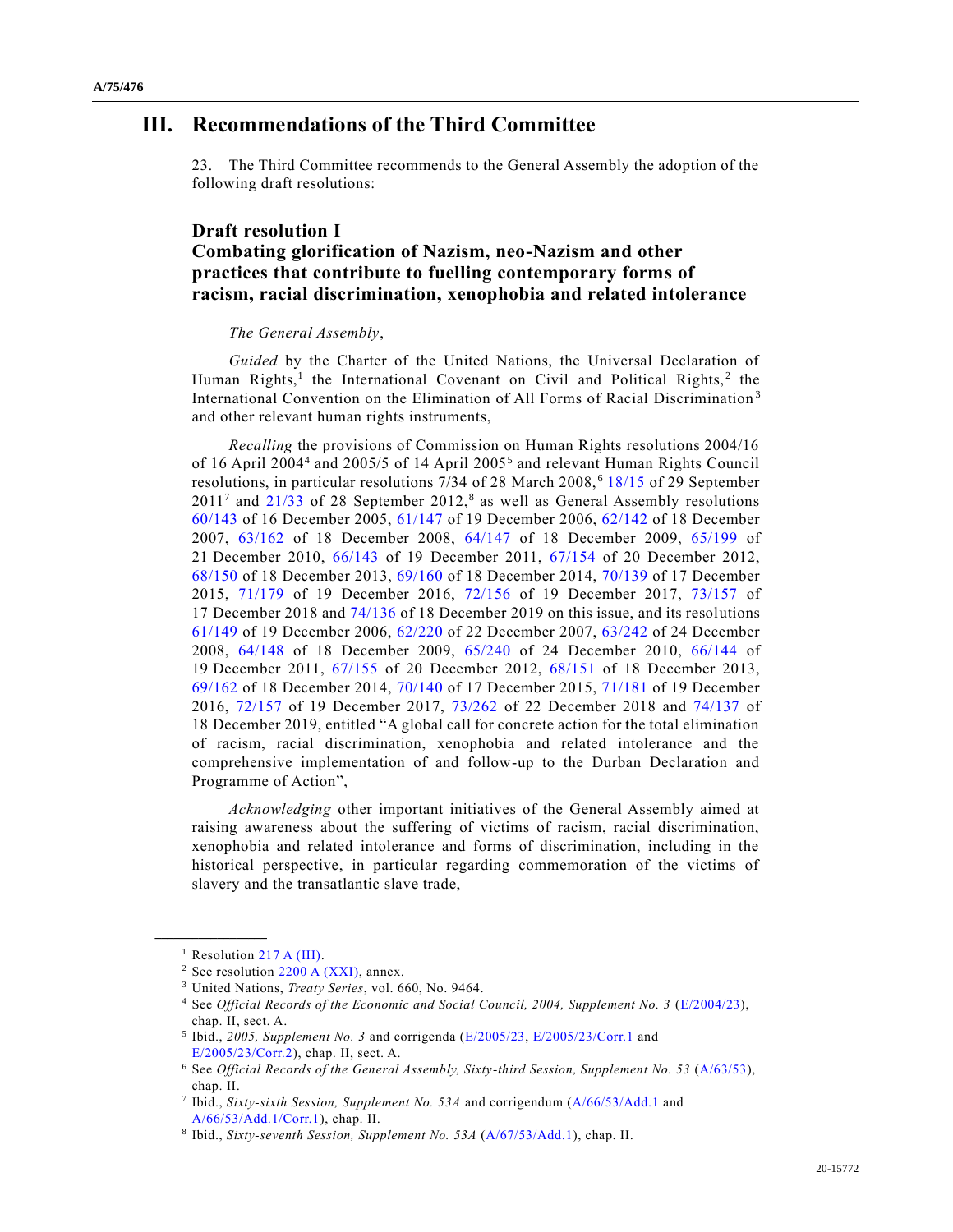# III. Recommendations of the Third Committee

23. The Third Committee recommends to the General Assembly the adoption of the following draft resolutions:

## Draft resolution I
## Combating glorification of Nazism, neo-Nazism and other practices that contribute to fuelling contemporary forms of racism, racial discrimination, xenophobia and related intolerance

*The General Assembly*,

*Guided* by the Charter of the United Nations, the Universal Declaration of Human Rights,[1] the International Covenant on Civil and Political Rights,[2] the International Convention on the Elimination of All Forms of Racial Discrimination[3] and other relevant human rights instruments,

*Recalling* the provisions of Commission on Human Rights resolutions 2004/16 of 16 April 2004[4] and 2005/5 of 14 April 2005[5] and relevant Human Rights Council resolutions, in particular resolutions 7/34 of 28 March 2008,[6] 18/15 of 29 September 2011[7] and 21/33 of 28 September 2012,[8] as well as General Assembly resolutions 60/143 of 16 December 2005, 61/147 of 19 December 2006, 62/142 of 18 December 2007, 63/162 of 18 December 2008, 64/147 of 18 December 2009, 65/199 of 21 December 2010, 66/143 of 19 December 2011, 67/154 of 20 December 2012, 68/150 of 18 December 2013, 69/160 of 18 December 2014, 70/139 of 17 December 2015, 71/179 of 19 December 2016, 72/156 of 19 December 2017, 73/157 of 17 December 2018 and 74/136 of 18 December 2019 on this issue, and its resolutions 61/149 of 19 December 2006, 62/220 of 22 December 2007, 63/242 of 24 December 2008, 64/148 of 18 December 2009, 65/240 of 24 December 2010, 66/144 of 19 December 2011, 67/155 of 20 December 2012, 68/151 of 18 December 2013, 69/162 of 18 December 2014, 70/140 of 17 December 2015, 71/181 of 19 December 2016, 72/157 of 19 December 2017, 73/262 of 22 December 2018 and 74/137 of 18 December 2019, entitled "A global call for concrete action for the total elimination of racism, racial discrimination, xenophobia and related intolerance and the comprehensive implementation of and follow-up to the Durban Declaration and Programme of Action",

*Acknowledging* other important initiatives of the General Assembly aimed at raising awareness about the suffering of victims of racism, racial discrimination, xenophobia and related intolerance and forms of discrimination, including in the historical perspective, in particular regarding commemoration of the victims of slavery and the transatlantic slave trade,

---

[1] Resolution 217 A (III).

[2] See resolution 2200 A (XXI), annex.

[3] United Nations, *Treaty Series*, vol. 660, No. 9464.

[4] See *Official Records of the Economic and Social Council, 2004, Supplement No. 3* (E/2004/23), chap. II, sect. A.

[5] Ibid., *2005, Supplement No. 3* and corrigenda (E/2005/23, E/2005/23/Corr.1 and E/2005/23/Corr.2), chap. II, sect. A.

[6] See *Official Records of the General Assembly, Sixty-third Session, Supplement No. 53* (A/63/53), chap. II.

[7] Ibid., *Sixty-sixth Session, Supplement No. 53A* and corrigendum (A/66/53/Add.1 and A/66/53/Add.1/Corr.1), chap. II.

[8] Ibid., *Sixty-seventh Session, Supplement No. 53A* (A/67/53/Add.1), chap. II.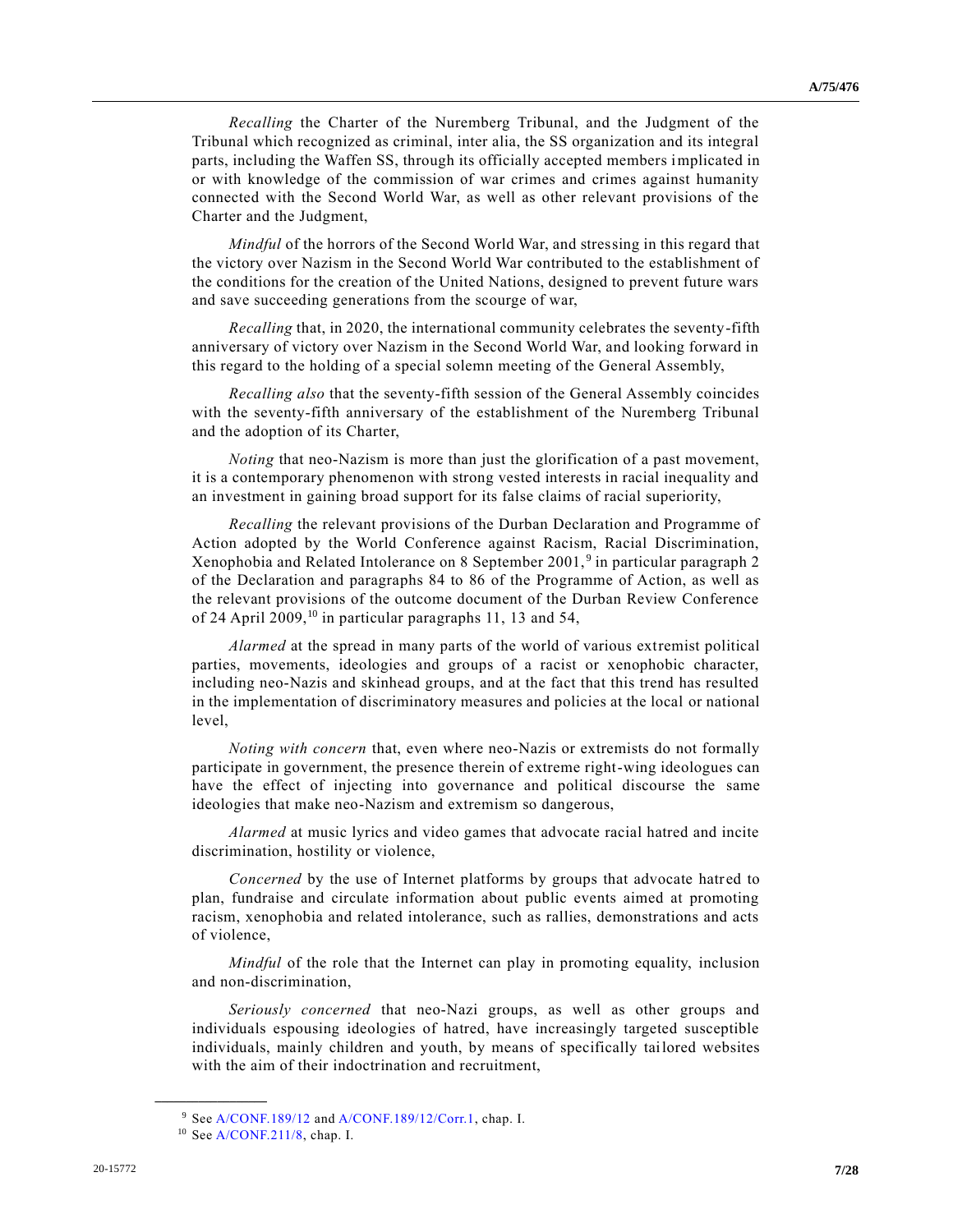*Recalling* the Charter of the Nuremberg Tribunal, and the Judgment of the Tribunal which recognized as criminal, inter alia, the SS organization and its integral parts, including the Waffen SS, through its officially accepted members implicated in or with knowledge of the commission of war crimes and crimes against humanity connected with the Second World War, as well as other relevant provisions of the Charter and the Judgment,

*Mindful* of the horrors of the Second World War, and stressing in this regard that the victory over Nazism in the Second World War contributed to the establishment of the conditions for the creation of the United Nations, designed to prevent future wars and save succeeding generations from the scourge of war,

*Recalling* that, in 2020, the international community celebrates the seventy-fifth anniversary of victory over Nazism in the Second World War, and looking forward in this regard to the holding of a special solemn meeting of the General Assembly,

*Recalling also* that the seventy-fifth session of the General Assembly coincides with the seventy-fifth anniversary of the establishment of the Nuremberg Tribunal and the adoption of its Charter,

*Noting* that neo-Nazism is more than just the glorification of a past movement, it is a contemporary phenomenon with strong vested interests in racial inequality and an investment in gaining broad support for its false claims of racial superiority,

*Recalling* the relevant provisions of the Durban Declaration and Programme of Action adopted by the World Conference against Racism, Racial Discrimination, Xenophobia and Related Intolerance on 8 September 2001,[9] in particular paragraph 2 of the Declaration and paragraphs 84 to 86 of the Programme of Action, as well as the relevant provisions of the outcome document of the Durban Review Conference of 24 April 2009,[10] in particular paragraphs 11, 13 and 54,

*Alarmed* at the spread in many parts of the world of various extremist political parties, movements, ideologies and groups of a racist or xenophobic character, including neo-Nazis and skinhead groups, and at the fact that this trend has resulted in the implementation of discriminatory measures and policies at the local or national level,

*Noting with concern* that, even where neo-Nazis or extremists do not formally participate in government, the presence therein of extreme right-wing ideologues can have the effect of injecting into governance and political discourse the same ideologies that make neo-Nazism and extremism so dangerous,

*Alarmed* at music lyrics and video games that advocate racial hatred and incite discrimination, hostility or violence,

*Concerned* by the use of Internet platforms by groups that advocate hatred to plan, fundraise and circulate information about public events aimed at promoting racism, xenophobia and related intolerance, such as rallies, demonstrations and acts of violence,

*Mindful* of the role that the Internet can play in promoting equality, inclusion and non-discrimination,

*Seriously concerned* that neo-Nazi groups, as well as other groups and individuals espousing ideologies of hatred, have increasingly targeted susceptible individuals, mainly children and youth, by means of specifically tailored websites with the aim of their indoctrination and recruitment,

---

[9] See A/CONF.189/12 and A/CONF.189/12/Corr.1, chap. I.

[10] See A/CONF.211/8, chap. I.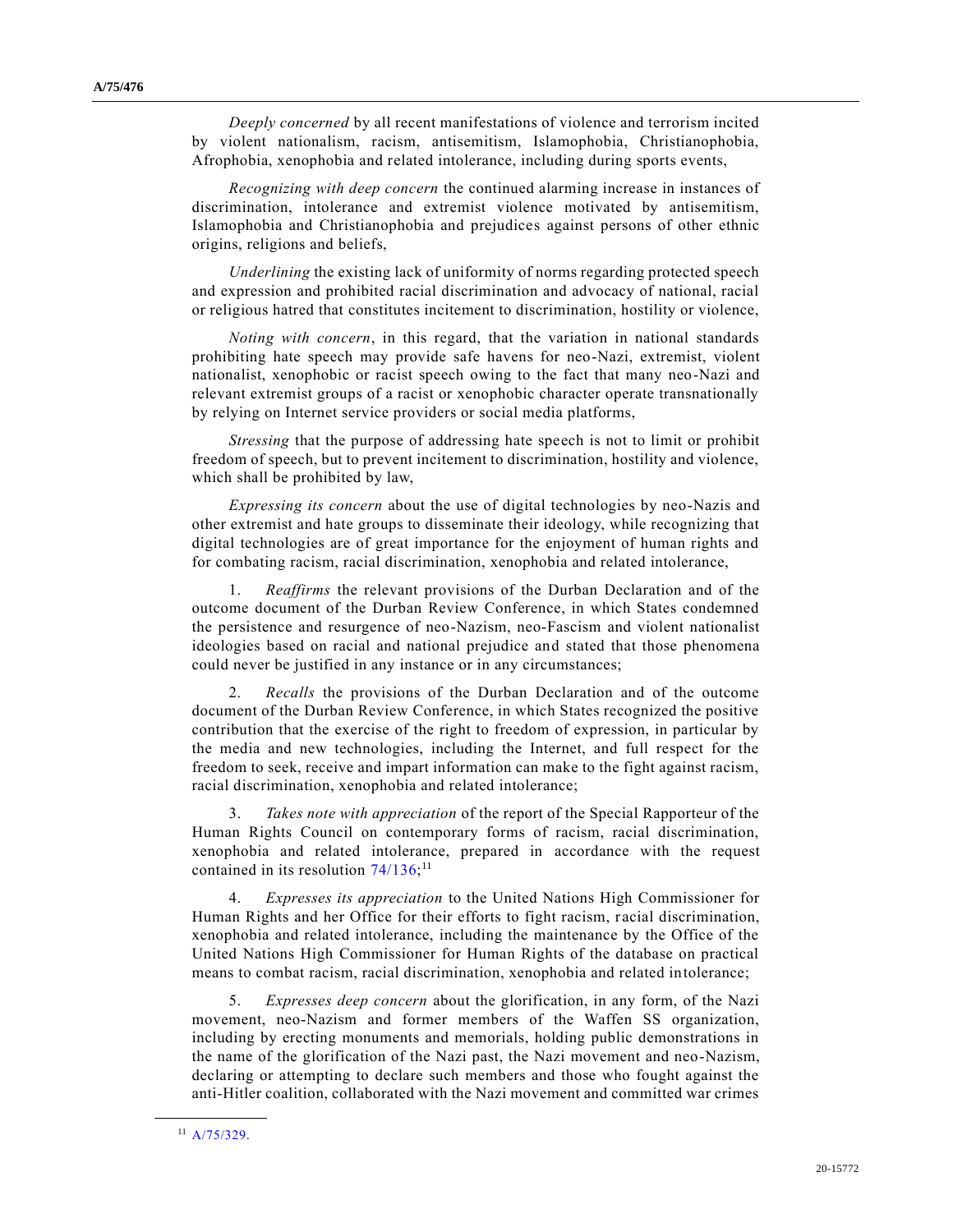*Deeply concerned* by all recent manifestations of violence and terrorism incited by violent nationalism, racism, antisemitism, Islamophobia, Christianophobia, Afrophobia, xenophobia and related intolerance, including during sports events,

*Recognizing with deep concern* the continued alarming increase in instances of discrimination, intolerance and extremist violence motivated by antisemitism, Islamophobia and Christianophobia and prejudices against persons of other ethnic origins, religions and beliefs,

*Underlining* the existing lack of uniformity of norms regarding protected speech and expression and prohibited racial discrimination and advocacy of national, racial or religious hatred that constitutes incitement to discrimination, hostility or violence,

*Noting with concern*, in this regard, that the variation in national standards prohibiting hate speech may provide safe havens for neo-Nazi, extremist, violent nationalist, xenophobic or racist speech owing to the fact that many neo-Nazi and relevant extremist groups of a racist or xenophobic character operate transnationally by relying on Internet service providers or social media platforms,

*Stressing* that the purpose of addressing hate speech is not to limit or prohibit freedom of speech, but to prevent incitement to discrimination, hostility and violence, which shall be prohibited by law,

*Expressing its concern* about the use of digital technologies by neo-Nazis and other extremist and hate groups to disseminate their ideology, while recognizing that digital technologies are of great importance for the enjoyment of human rights and for combating racism, racial discrimination, xenophobia and related intolerance,

1. *Reaffirms* the relevant provisions of the Durban Declaration and of the outcome document of the Durban Review Conference, in which States condemned the persistence and resurgence of neo-Nazism, neo-Fascism and violent nationalist ideologies based on racial and national prejudice and stated that those phenomena could never be justified in any instance or in any circumstances;

2. *Recalls* the provisions of the Durban Declaration and of the outcome document of the Durban Review Conference, in which States recognized the positive contribution that the exercise of the right to freedom of expression, in particular by the media and new technologies, including the Internet, and full respect for the freedom to seek, receive and impart information can make to the fight against racism, racial discrimination, xenophobia and related intolerance;

3. *Takes note with appreciation* of the report of the Special Rapporteur of the Human Rights Council on contemporary forms of racism, racial discrimination, xenophobia and related intolerance, prepared in accordance with the request contained in its resolution 74/136;[11]

4. *Expresses its appreciation* to the United Nations High Commissioner for Human Rights and her Office for their efforts to fight racism, racial discrimination, xenophobia and related intolerance, including the maintenance by the Office of the United Nations High Commissioner for Human Rights of the database on practical means to combat racism, racial discrimination, xenophobia and related intolerance;

5. *Expresses deep concern* about the glorification, in any form, of the Nazi movement, neo-Nazism and former members of the Waffen SS organization, including by erecting monuments and memorials, holding public demonstrations in the name of the glorification of the Nazi past, the Nazi movement and neo-Nazism, declaring or attempting to declare such members and those who fought against the anti-Hitler coalition, collaborated with the Nazi movement and committed war crimes

[11] A/75/329.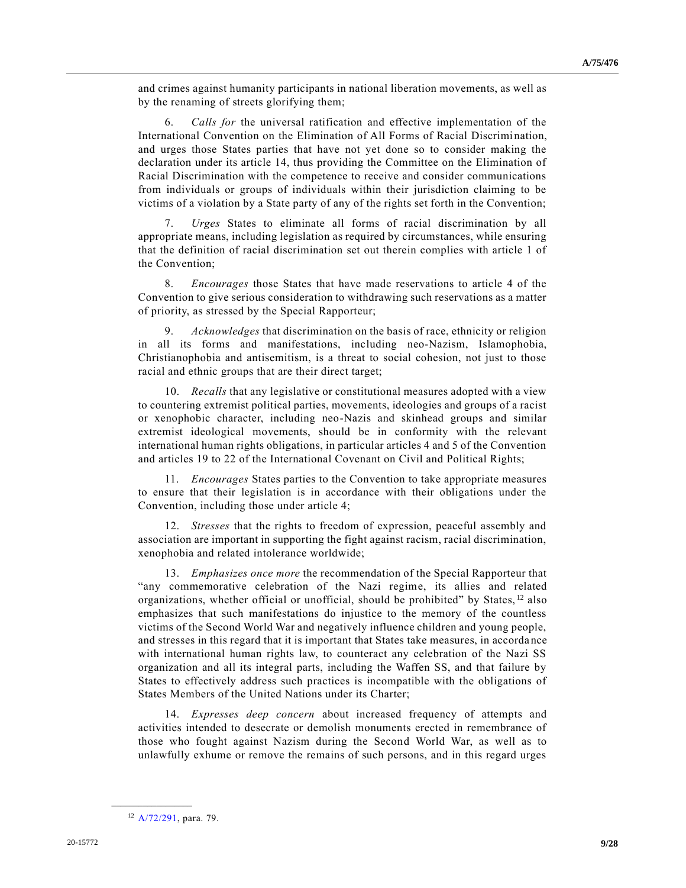and crimes against humanity participants in national liberation movements, as well as by the renaming of streets glorifying them;

6. *Calls for* the universal ratification and effective implementation of the International Convention on the Elimination of All Forms of Racial Discrimination, and urges those States parties that have not yet done so to consider making the declaration under its article 14, thus providing the Committee on the Elimination of Racial Discrimination with the competence to receive and consider communications from individuals or groups of individuals within their jurisdiction claiming to be victims of a violation by a State party of any of the rights set forth in the Convention;

7. *Urges* States to eliminate all forms of racial discrimination by all appropriate means, including legislation as required by circumstances, while ensuring that the definition of racial discrimination set out therein complies with article 1 of the Convention;

8. *Encourages* those States that have made reservations to article 4 of the Convention to give serious consideration to withdrawing such reservations as a matter of priority, as stressed by the Special Rapporteur;

9. *Acknowledges* that discrimination on the basis of race, ethnicity or religion in all its forms and manifestations, including neo-Nazism, Islamophobia, Christianophobia and antisemitism, is a threat to social cohesion, not just to those racial and ethnic groups that are their direct target;

10. *Recalls* that any legislative or constitutional measures adopted with a view to countering extremist political parties, movements, ideologies and groups of a racist or xenophobic character, including neo-Nazis and skinhead groups and similar extremist ideological movements, should be in conformity with the relevant international human rights obligations, in particular articles 4 and 5 of the Convention and articles 19 to 22 of the International Covenant on Civil and Political Rights;

11. *Encourages* States parties to the Convention to take appropriate measures to ensure that their legislation is in accordance with their obligations under the Convention, including those under article 4;

12. *Stresses* that the rights to freedom of expression, peaceful assembly and association are important in supporting the fight against racism, racial discrimination, xenophobia and related intolerance worldwide;

13. *Emphasizes once more* the recommendation of the Special Rapporteur that "any commemorative celebration of the Nazi regime, its allies and related organizations, whether official or unofficial, should be prohibited" by States,[12] also emphasizes that such manifestations do injustice to the memory of the countless victims of the Second World War and negatively influence children and young people, and stresses in this regard that it is important that States take measures, in accordance with international human rights law, to counteract any celebration of the Nazi SS organization and all its integral parts, including the Waffen SS, and that failure by States to effectively address such practices is incompatible with the obligations of States Members of the United Nations under its Charter;

14. *Expresses deep concern* about increased frequency of attempts and activities intended to desecrate or demolish monuments erected in remembrance of those who fought against Nazism during the Second World War, as well as to unlawfully exhume or remove the remains of such persons, and in this regard urges

---

[12] A/72/291, para. 79.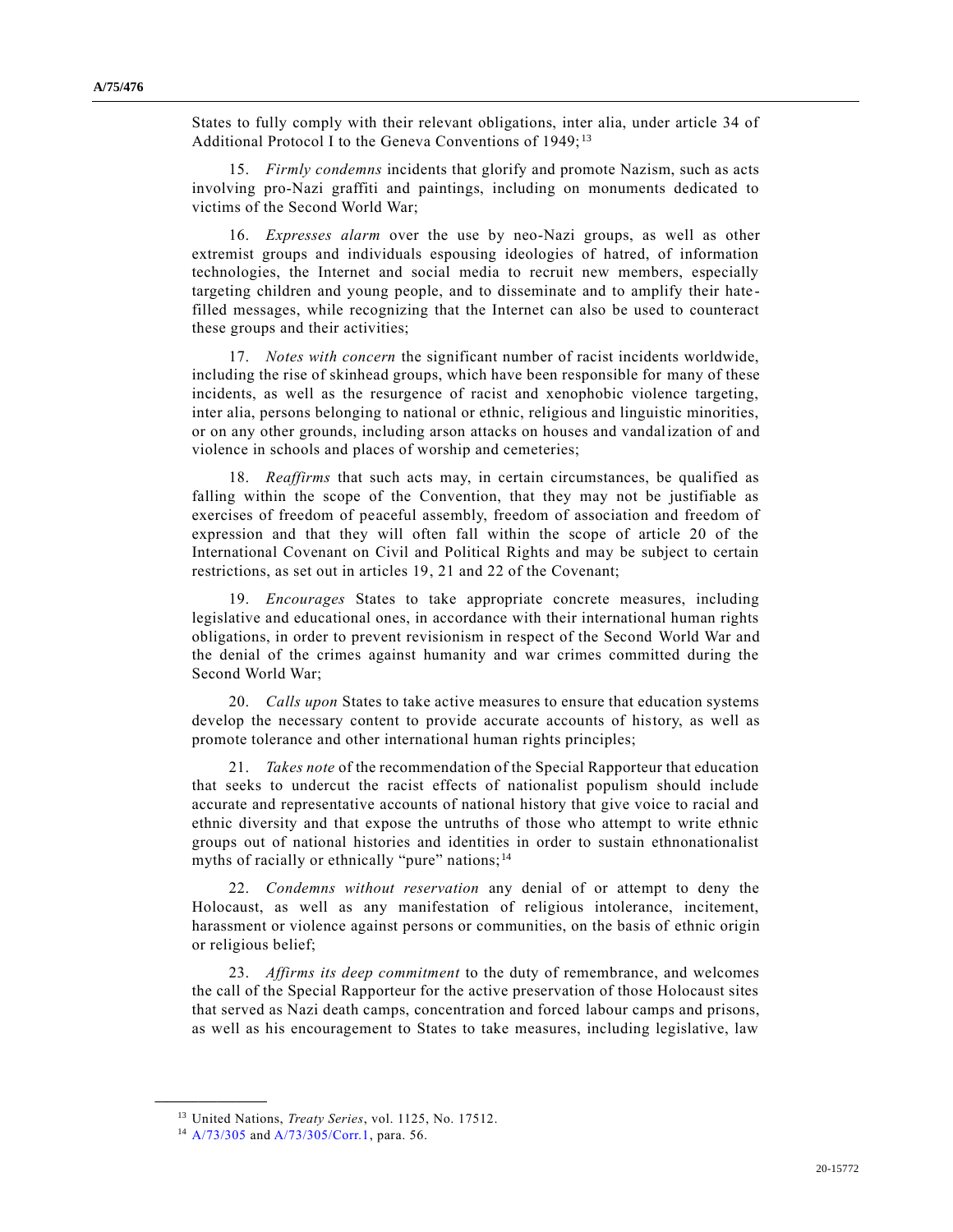States to fully comply with their relevant obligations, inter alia, under article 34 of Additional Protocol I to the Geneva Conventions of 1949;[13]

15. *Firmly condemns* incidents that glorify and promote Nazism, such as acts involving pro-Nazi graffiti and paintings, including on monuments dedicated to victims of the Second World War;

16. *Expresses alarm* over the use by neo-Nazi groups, as well as other extremist groups and individuals espousing ideologies of hatred, of information technologies, the Internet and social media to recruit new members, especially targeting children and young people, and to disseminate and to amplify their hate-filled messages, while recognizing that the Internet can also be used to counteract these groups and their activities;

17. *Notes with concern* the significant number of racist incidents worldwide, including the rise of skinhead groups, which have been responsible for many of these incidents, as well as the resurgence of racist and xenophobic violence targeting, inter alia, persons belonging to national or ethnic, religious and linguistic minorities, or on any other grounds, including arson attacks on houses and vandalization of and violence in schools and places of worship and cemeteries;

18. *Reaffirms* that such acts may, in certain circumstances, be qualified as falling within the scope of the Convention, that they may not be justifiable as exercises of freedom of peaceful assembly, freedom of association and freedom of expression and that they will often fall within the scope of article 20 of the International Covenant on Civil and Political Rights and may be subject to certain restrictions, as set out in articles 19, 21 and 22 of the Covenant;

19. *Encourages* States to take appropriate concrete measures, including legislative and educational ones, in accordance with their international human rights obligations, in order to prevent revisionism in respect of the Second World War and the denial of the crimes against humanity and war crimes committed during the Second World War;

20. *Calls upon* States to take active measures to ensure that education systems develop the necessary content to provide accurate accounts of history, as well as promote tolerance and other international human rights principles;

21. *Takes note* of the recommendation of the Special Rapporteur that education that seeks to undercut the racist effects of nationalist populism should include accurate and representative accounts of national history that give voice to racial and ethnic diversity and that expose the untruths of those who attempt to write ethnic groups out of national histories and identities in order to sustain ethnonationalist myths of racially or ethnically "pure" nations;[14]

22. *Condemns without reservation* any denial of or attempt to deny the Holocaust, as well as any manifestation of religious intolerance, incitement, harassment or violence against persons or communities, on the basis of ethnic origin or religious belief;

23. *Affirms its deep commitment* to the duty of remembrance, and welcomes the call of the Special Rapporteur for the active preservation of those Holocaust sites that served as Nazi death camps, concentration and forced labour camps and prisons, as well as his encouragement to States to take measures, including legislative, law

---

[13] United Nations, *Treaty Series*, vol. 1125, No. 17512.

[14] A/73/305 and A/73/305/Corr.1, para. 56.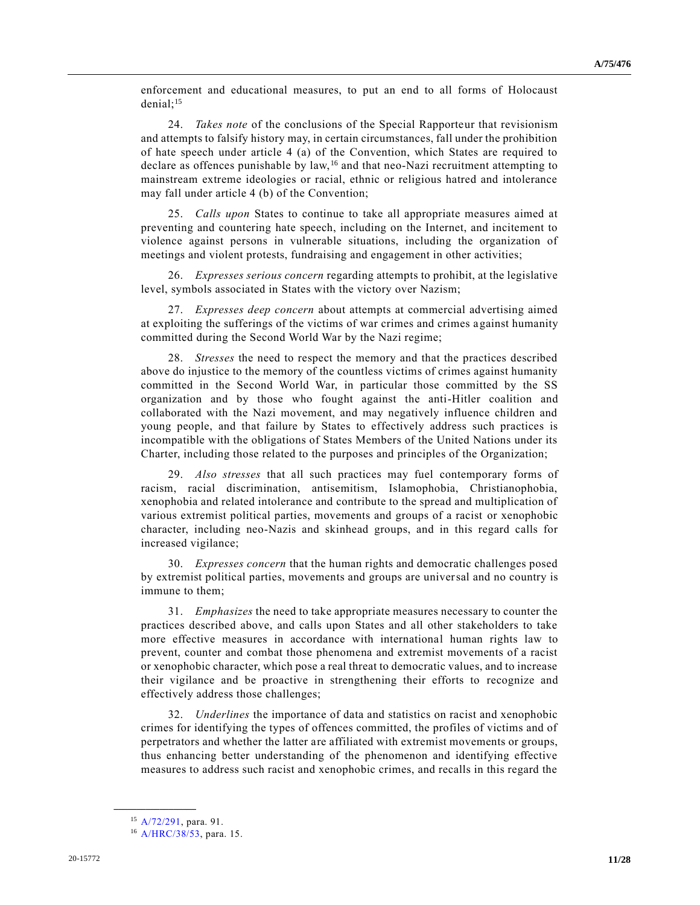enforcement and educational measures, to put an end to all forms of Holocaust denial;[15]

24. *Takes note* of the conclusions of the Special Rapporteur that revisionism and attempts to falsify history may, in certain circumstances, fall under the prohibition of hate speech under article 4 (a) of the Convention, which States are required to declare as offences punishable by law,[16] and that neo-Nazi recruitment attempting to mainstream extreme ideologies or racial, ethnic or religious hatred and intolerance may fall under article 4 (b) of the Convention;

25. *Calls upon* States to continue to take all appropriate measures aimed at preventing and countering hate speech, including on the Internet, and incitement to violence against persons in vulnerable situations, including the organization of meetings and violent protests, fundraising and engagement in other activities;

26. *Expresses serious concern* regarding attempts to prohibit, at the legislative level, symbols associated in States with the victory over Nazism;

27. *Expresses deep concern* about attempts at commercial advertising aimed at exploiting the sufferings of the victims of war crimes and crimes against humanity committed during the Second World War by the Nazi regime;

28. *Stresses* the need to respect the memory and that the practices described above do injustice to the memory of the countless victims of crimes against humanity committed in the Second World War, in particular those committed by the SS organization and by those who fought against the anti-Hitler coalition and collaborated with the Nazi movement, and may negatively influence children and young people, and that failure by States to effectively address such practices is incompatible with the obligations of States Members of the United Nations under its Charter, including those related to the purposes and principles of the Organization;

29. *Also stresses* that all such practices may fuel contemporary forms of racism, racial discrimination, antisemitism, Islamophobia, Christianophobia, xenophobia and related intolerance and contribute to the spread and multiplication of various extremist political parties, movements and groups of a racist or xenophobic character, including neo-Nazis and skinhead groups, and in this regard calls for increased vigilance;

30. *Expresses concern* that the human rights and democratic challenges posed by extremist political parties, movements and groups are universal and no country is immune to them;

31. *Emphasizes* the need to take appropriate measures necessary to counter the practices described above, and calls upon States and all other stakeholders to take more effective measures in accordance with international human rights law to prevent, counter and combat those phenomena and extremist movements of a racist or xenophobic character, which pose a real threat to democratic values, and to increase their vigilance and be proactive in strengthening their efforts to recognize and effectively address those challenges;

32. *Underlines* the importance of data and statistics on racist and xenophobic crimes for identifying the types of offences committed, the profiles of victims and of perpetrators and whether the latter are affiliated with extremist movements or groups, thus enhancing better understanding of the phenomenon and identifying effective measures to address such racist and xenophobic crimes, and recalls in this regard the

---

[15] A/72/291, para. 91.

[16] A/HRC/38/53, para. 15.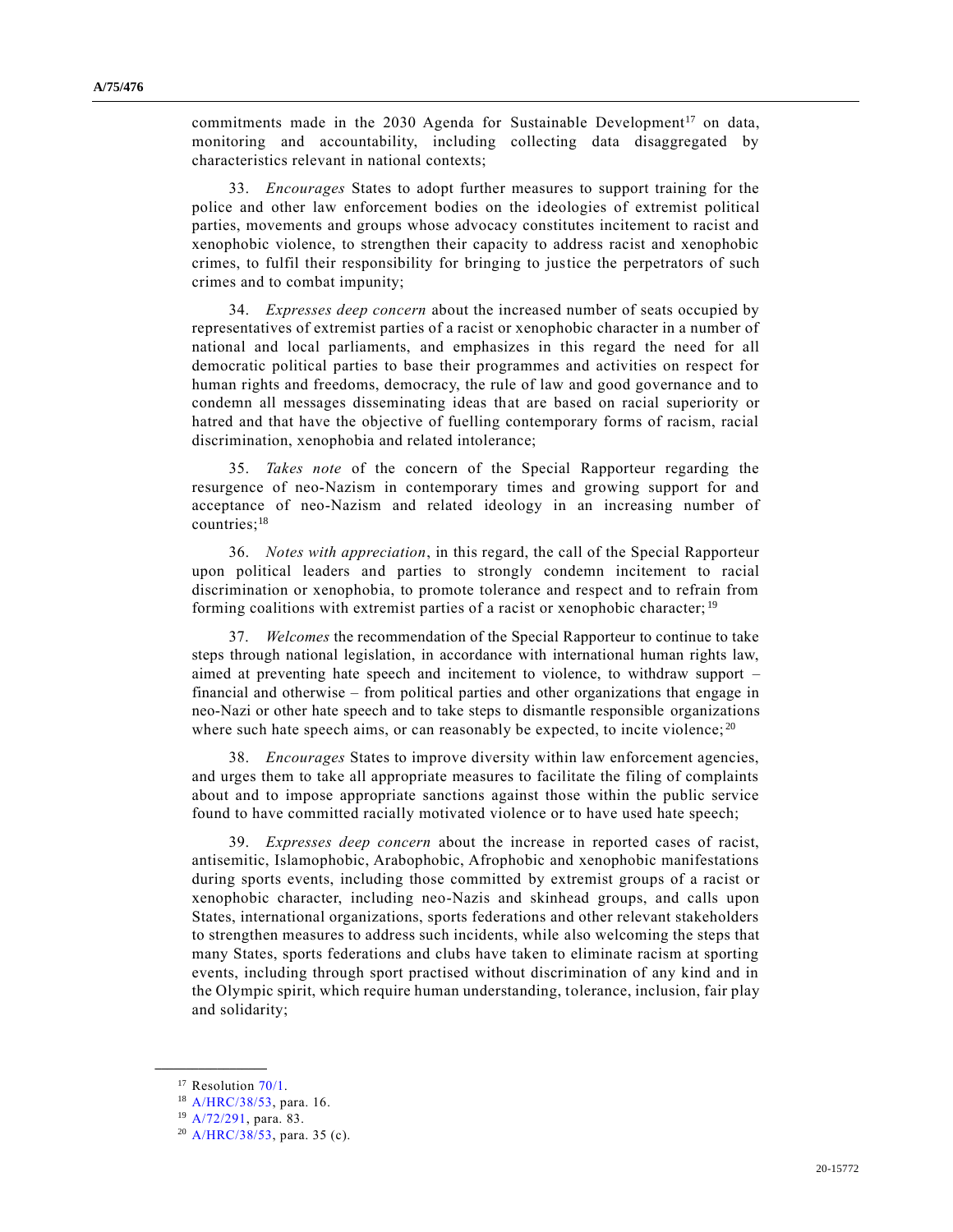commitments made in the 2030 Agenda for Sustainable Development[17] on data, monitoring and accountability, including collecting data disaggregated by characteristics relevant in national contexts;

33. *Encourages* States to adopt further measures to support training for the police and other law enforcement bodies on the ideologies of extremist political parties, movements and groups whose advocacy constitutes incitement to racist and xenophobic violence, to strengthen their capacity to address racist and xenophobic crimes, to fulfil their responsibility for bringing to justice the perpetrators of such crimes and to combat impunity;

34. *Expresses deep concern* about the increased number of seats occupied by representatives of extremist parties of a racist or xenophobic character in a number of national and local parliaments, and emphasizes in this regard the need for all democratic political parties to base their programmes and activities on respect for human rights and freedoms, democracy, the rule of law and good governance and to condemn all messages disseminating ideas that are based on racial superiority or hatred and that have the objective of fuelling contemporary forms of racism, racial discrimination, xenophobia and related intolerance;

35. *Takes note* of the concern of the Special Rapporteur regarding the resurgence of neo-Nazism in contemporary times and growing support for and acceptance of neo-Nazism and related ideology in an increasing number of countries;[18]

36. *Notes with appreciation*, in this regard, the call of the Special Rapporteur upon political leaders and parties to strongly condemn incitement to racial discrimination or xenophobia, to promote tolerance and respect and to refrain from forming coalitions with extremist parties of a racist or xenophobic character;[19]

37. *Welcomes* the recommendation of the Special Rapporteur to continue to take steps through national legislation, in accordance with international human rights law, aimed at preventing hate speech and incitement to violence, to withdraw support – financial and otherwise – from political parties and other organizations that engage in neo-Nazi or other hate speech and to take steps to dismantle responsible organizations where such hate speech aims, or can reasonably be expected, to incite violence;[20]

38. *Encourages* States to improve diversity within law enforcement agencies, and urges them to take all appropriate measures to facilitate the filing of complaints about and to impose appropriate sanctions against those within the public service found to have committed racially motivated violence or to have used hate speech;

39. *Expresses deep concern* about the increase in reported cases of racist, antisemitic, Islamophobic, Arabophobic, Afrophobic and xenophobic manifestations during sports events, including those committed by extremist groups of a racist or xenophobic character, including neo-Nazis and skinhead groups, and calls upon States, international organizations, sports federations and other relevant stakeholders to strengthen measures to address such incidents, while also welcoming the steps that many States, sports federations and clubs have taken to eliminate racism at sporting events, including through sport practised without discrimination of any kind and in the Olympic spirit, which require human understanding, tolerance, inclusion, fair play and solidarity;

---

[17] Resolution 70/1.

[18] A/HRC/38/53, para. 16.

[19] A/72/291, para. 83.

[20] A/HRC/38/53, para. 35 (c).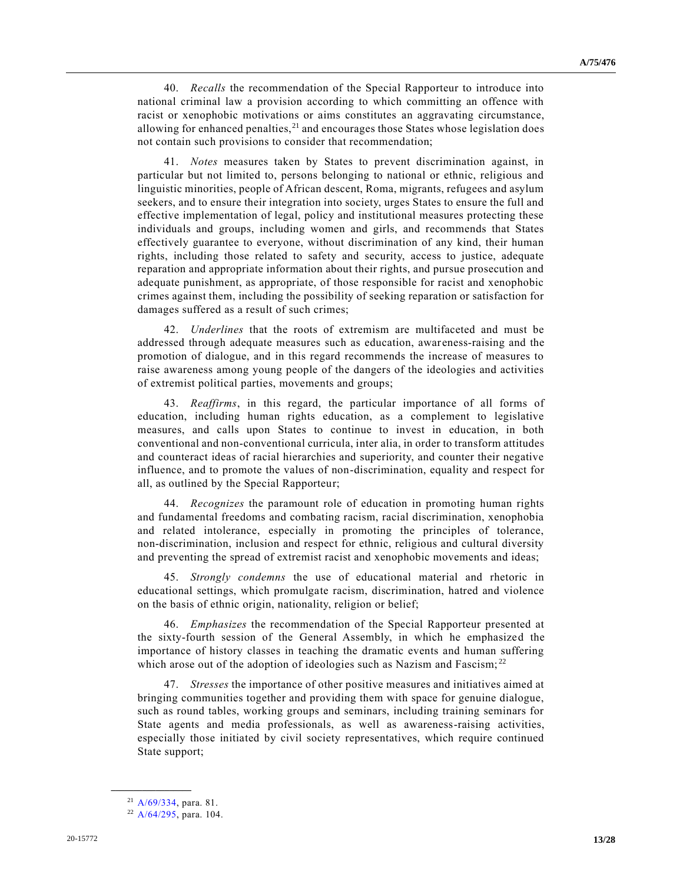40. *Recalls* the recommendation of the Special Rapporteur to introduce into national criminal law a provision according to which committing an offence with racist or xenophobic motivations or aims constitutes an aggravating circumstance, allowing for enhanced penalties,[21] and encourages those States whose legislation does not contain such provisions to consider that recommendation;

41. *Notes* measures taken by States to prevent discrimination against, in particular but not limited to, persons belonging to national or ethnic, religious and linguistic minorities, people of African descent, Roma, migrants, refugees and asylum seekers, and to ensure their integration into society, urges States to ensure the full and effective implementation of legal, policy and institutional measures protecting these individuals and groups, including women and girls, and recommends that States effectively guarantee to everyone, without discrimination of any kind, their human rights, including those related to safety and security, access to justice, adequate reparation and appropriate information about their rights, and pursue prosecution and adequate punishment, as appropriate, of those responsible for racist and xenophobic crimes against them, including the possibility of seeking reparation or satisfaction for damages suffered as a result of such crimes;

42. *Underlines* that the roots of extremism are multifaceted and must be addressed through adequate measures such as education, awareness-raising and the promotion of dialogue, and in this regard recommends the increase of measures to raise awareness among young people of the dangers of the ideologies and activities of extremist political parties, movements and groups;

43. *Reaffirms*, in this regard, the particular importance of all forms of education, including human rights education, as a complement to legislative measures, and calls upon States to continue to invest in education, in both conventional and non-conventional curricula, inter alia, in order to transform attitudes and counteract ideas of racial hierarchies and superiority, and counter their negative influence, and to promote the values of non-discrimination, equality and respect for all, as outlined by the Special Rapporteur;

44. *Recognizes* the paramount role of education in promoting human rights and fundamental freedoms and combating racism, racial discrimination, xenophobia and related intolerance, especially in promoting the principles of tolerance, non-discrimination, inclusion and respect for ethnic, religious and cultural diversity and preventing the spread of extremist racist and xenophobic movements and ideas;

45. *Strongly condemns* the use of educational material and rhetoric in educational settings, which promulgate racism, discrimination, hatred and violence on the basis of ethnic origin, nationality, religion or belief;

46. *Emphasizes* the recommendation of the Special Rapporteur presented at the sixty-fourth session of the General Assembly, in which he emphasized the importance of history classes in teaching the dramatic events and human suffering which arose out of the adoption of ideologies such as Nazism and Fascism;[22]

47. *Stresses* the importance of other positive measures and initiatives aimed at bringing communities together and providing them with space for genuine dialogue, such as round tables, working groups and seminars, including training seminars for State agents and media professionals, as well as awareness-raising activities, especially those initiated by civil society representatives, which require continued State support;

[21] A/69/334, para. 81.

[22] A/64/295, para. 104.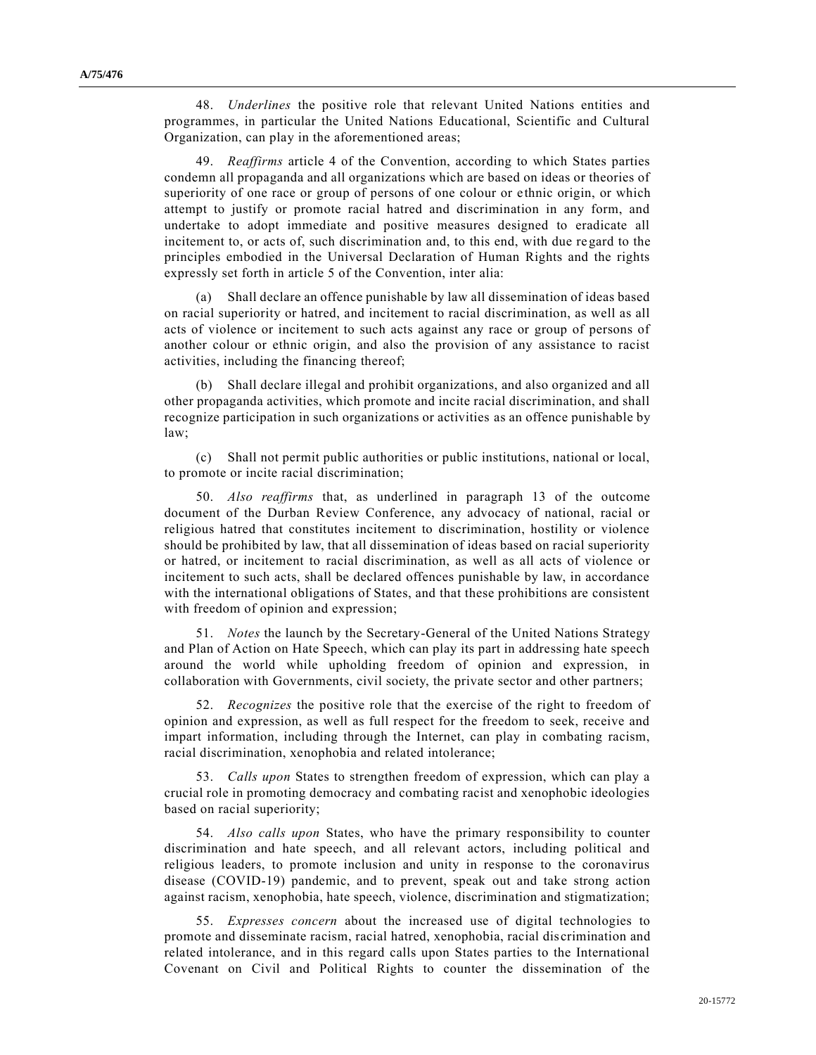48. *Underlines* the positive role that relevant United Nations entities and programmes, in particular the United Nations Educational, Scientific and Cultural Organization, can play in the aforementioned areas;

49. *Reaffirms* article 4 of the Convention, according to which States parties condemn all propaganda and all organizations which are based on ideas or theories of superiority of one race or group of persons of one colour or ethnic origin, or which attempt to justify or promote racial hatred and discrimination in any form, and undertake to adopt immediate and positive measures designed to eradicate all incitement to, or acts of, such discrimination and, to this end, with due regard to the principles embodied in the Universal Declaration of Human Rights and the rights expressly set forth in article 5 of the Convention, inter alia:

(a) Shall declare an offence punishable by law all dissemination of ideas based on racial superiority or hatred, and incitement to racial discrimination, as well as all acts of violence or incitement to such acts against any race or group of persons of another colour or ethnic origin, and also the provision of any assistance to racist activities, including the financing thereof;

(b) Shall declare illegal and prohibit organizations, and also organized and all other propaganda activities, which promote and incite racial discrimination, and shall recognize participation in such organizations or activities as an offence punishable by law;

(c) Shall not permit public authorities or public institutions, national or local, to promote or incite racial discrimination;

50. *Also reaffirms* that, as underlined in paragraph 13 of the outcome document of the Durban Review Conference, any advocacy of national, racial or religious hatred that constitutes incitement to discrimination, hostility or violence should be prohibited by law, that all dissemination of ideas based on racial superiority or hatred, or incitement to racial discrimination, as well as all acts of violence or incitement to such acts, shall be declared offences punishable by law, in accordance with the international obligations of States, and that these prohibitions are consistent with freedom of opinion and expression;

51. *Notes* the launch by the Secretary-General of the United Nations Strategy and Plan of Action on Hate Speech, which can play its part in addressing hate speech around the world while upholding freedom of opinion and expression, in collaboration with Governments, civil society, the private sector and other partners;

52. *Recognizes* the positive role that the exercise of the right to freedom of opinion and expression, as well as full respect for the freedom to seek, receive and impart information, including through the Internet, can play in combating racism, racial discrimination, xenophobia and related intolerance;

53. *Calls upon* States to strengthen freedom of expression, which can play a crucial role in promoting democracy and combating racist and xenophobic ideologies based on racial superiority;

54. *Also calls upon* States, who have the primary responsibility to counter discrimination and hate speech, and all relevant actors, including political and religious leaders, to promote inclusion and unity in response to the coronavirus disease (COVID-19) pandemic, and to prevent, speak out and take strong action against racism, xenophobia, hate speech, violence, discrimination and stigmatization;

55. *Expresses concern* about the increased use of digital technologies to promote and disseminate racism, racial hatred, xenophobia, racial discrimination and related intolerance, and in this regard calls upon States parties to the International Covenant on Civil and Political Rights to counter the dissemination of the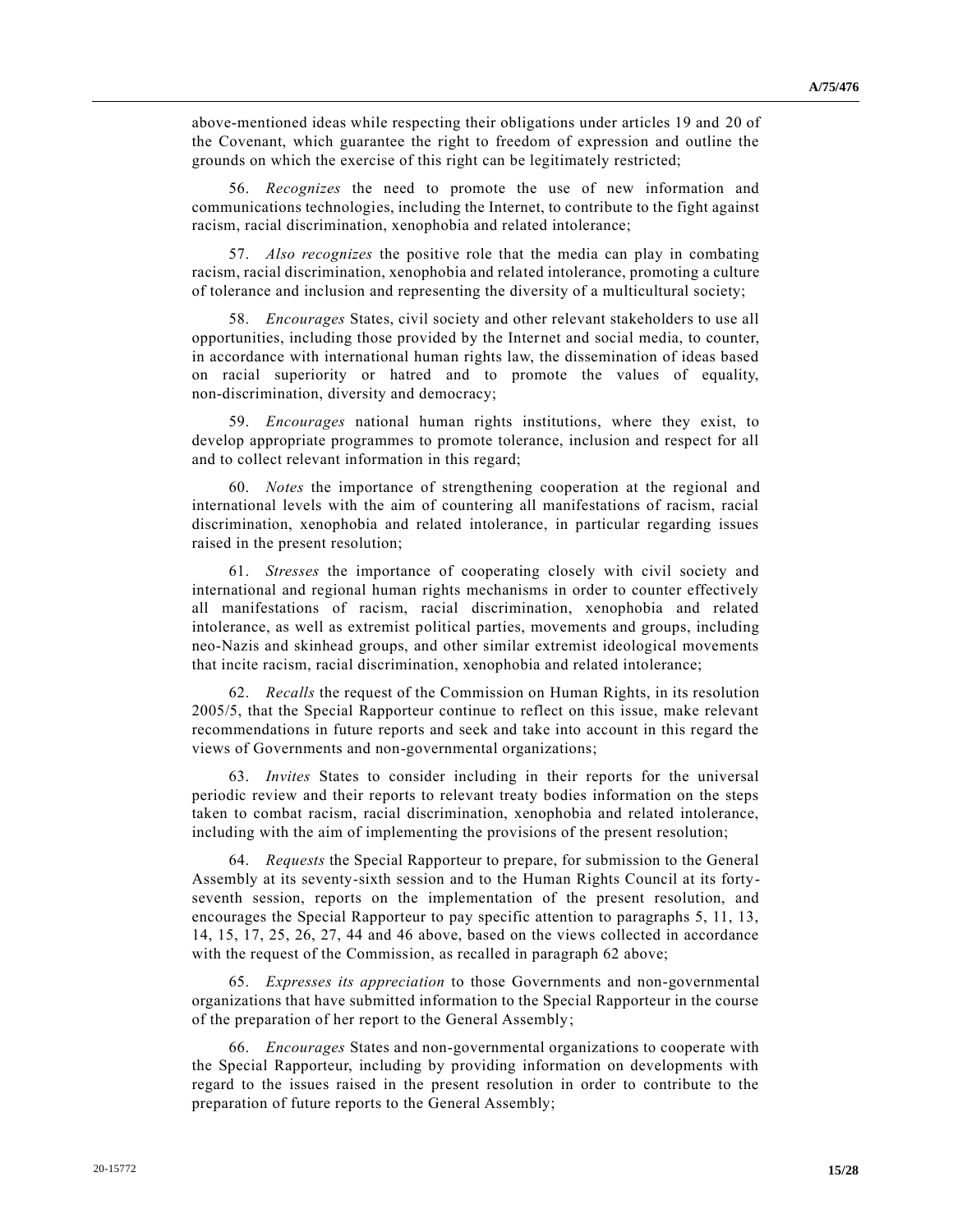above-mentioned ideas while respecting their obligations under articles 19 and 20 of the Covenant, which guarantee the right to freedom of expression and outline the grounds on which the exercise of this right can be legitimately restricted;

56. *Recognizes* the need to promote the use of new information and communications technologies, including the Internet, to contribute to the fight against racism, racial discrimination, xenophobia and related intolerance;

57. *Also recognizes* the positive role that the media can play in combating racism, racial discrimination, xenophobia and related intolerance, promoting a culture of tolerance and inclusion and representing the diversity of a multicultural society;

58. *Encourages* States, civil society and other relevant stakeholders to use all opportunities, including those provided by the Internet and social media, to counter, in accordance with international human rights law, the dissemination of ideas based on racial superiority or hatred and to promote the values of equality, non-discrimination, diversity and democracy;

59. *Encourages* national human rights institutions, where they exist, to develop appropriate programmes to promote tolerance, inclusion and respect for all and to collect relevant information in this regard;

60. *Notes* the importance of strengthening cooperation at the regional and international levels with the aim of countering all manifestations of racism, racial discrimination, xenophobia and related intolerance, in particular regarding issues raised in the present resolution;

61. *Stresses* the importance of cooperating closely with civil society and international and regional human rights mechanisms in order to counter effectively all manifestations of racism, racial discrimination, xenophobia and related intolerance, as well as extremist political parties, movements and groups, including neo-Nazis and skinhead groups, and other similar extremist ideological movements that incite racism, racial discrimination, xenophobia and related intolerance;

62. *Recalls* the request of the Commission on Human Rights, in its resolution 2005/5, that the Special Rapporteur continue to reflect on this issue, make relevant recommendations in future reports and seek and take into account in this regard the views of Governments and non-governmental organizations;

63. *Invites* States to consider including in their reports for the universal periodic review and their reports to relevant treaty bodies information on the steps taken to combat racism, racial discrimination, xenophobia and related intolerance, including with the aim of implementing the provisions of the present resolution;

64. *Requests* the Special Rapporteur to prepare, for submission to the General Assembly at its seventy-sixth session and to the Human Rights Council at its forty-seventh session, reports on the implementation of the present resolution, and encourages the Special Rapporteur to pay specific attention to paragraphs 5, 11, 13, 14, 15, 17, 25, 26, 27, 44 and 46 above, based on the views collected in accordance with the request of the Commission, as recalled in paragraph 62 above;

65. *Expresses its appreciation* to those Governments and non-governmental organizations that have submitted information to the Special Rapporteur in the course of the preparation of her report to the General Assembly;

66. *Encourages* States and non-governmental organizations to cooperate with the Special Rapporteur, including by providing information on developments with regard to the issues raised in the present resolution in order to contribute to the preparation of future reports to the General Assembly;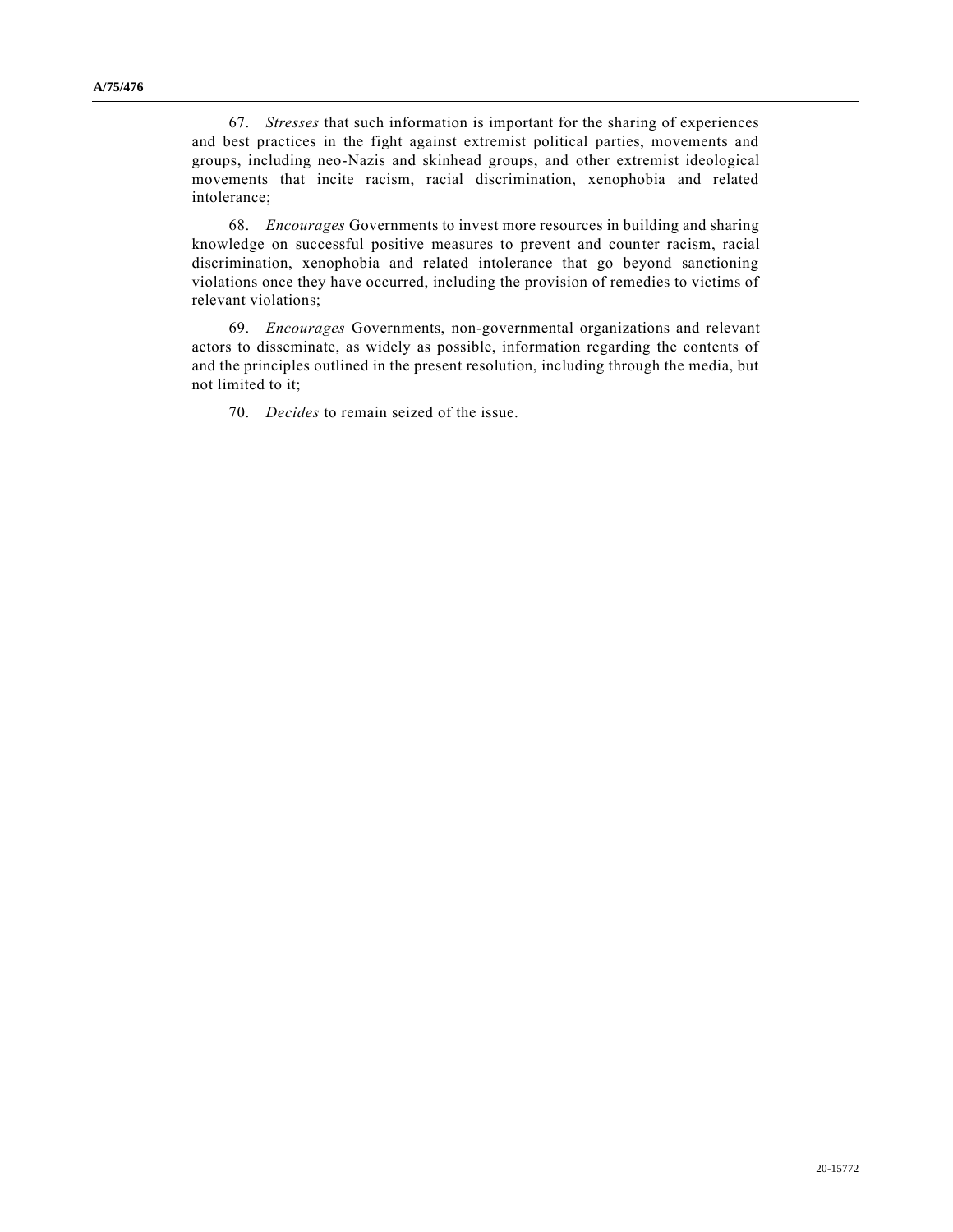67. *Stresses* that such information is important for the sharing of experiences and best practices in the fight against extremist political parties, movements and groups, including neo-Nazis and skinhead groups, and other extremist ideological movements that incite racism, racial discrimination, xenophobia and related intolerance;

68. *Encourages* Governments to invest more resources in building and sharing knowledge on successful positive measures to prevent and counter racism, racial discrimination, xenophobia and related intolerance that go beyond sanctioning violations once they have occurred, including the provision of remedies to victims of relevant violations;

69. *Encourages* Governments, non-governmental organizations and relevant actors to disseminate, as widely as possible, information regarding the contents of and the principles outlined in the present resolution, including through the media, but not limited to it;

70. *Decides* to remain seized of the issue.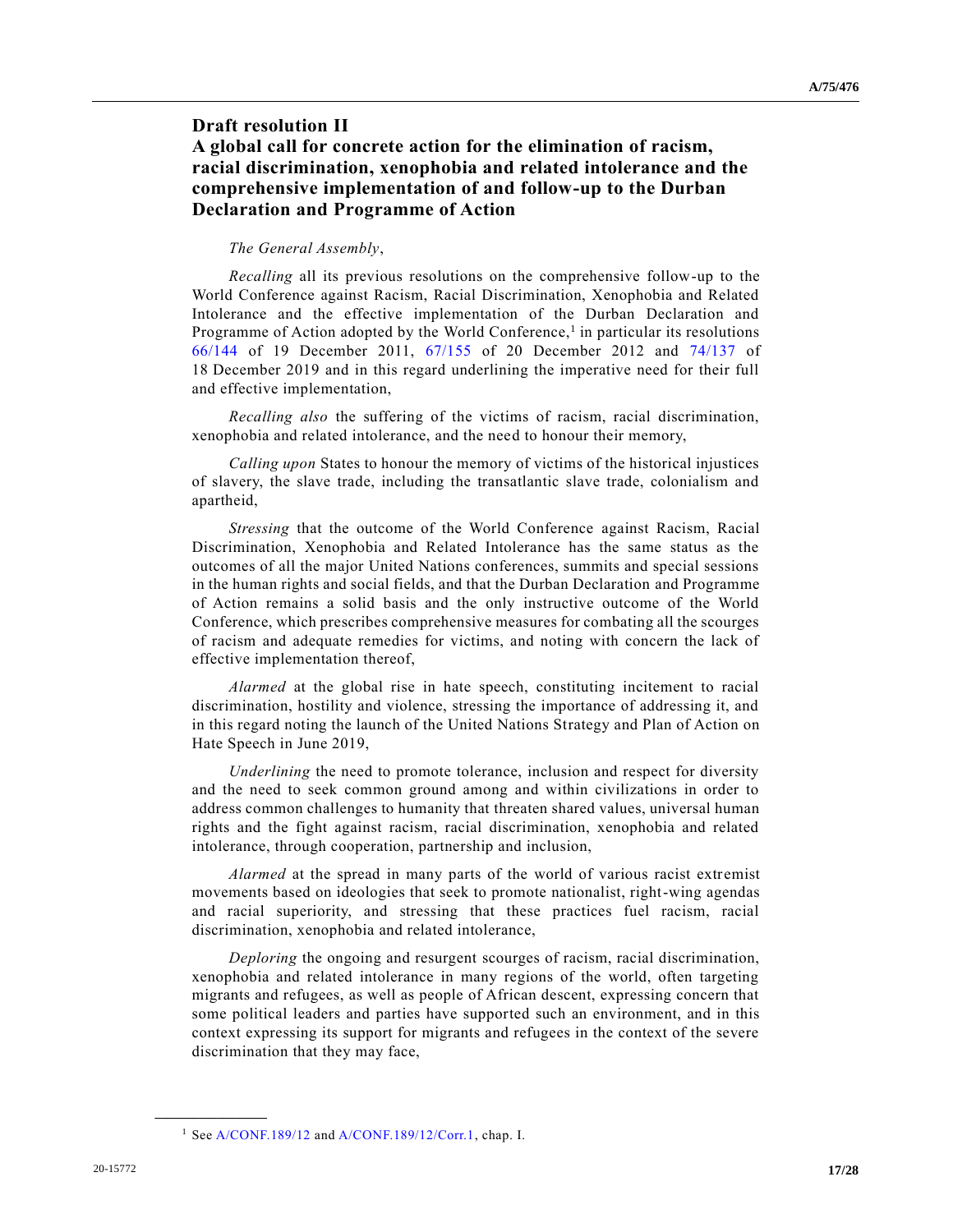## Draft resolution II

## A global call for concrete action for the elimination of racism, racial discrimination, xenophobia and related intolerance and the comprehensive implementation of and follow-up to the Durban Declaration and Programme of Action

*The General Assembly*,

*Recalling* all its previous resolutions on the comprehensive follow-up to the World Conference against Racism, Racial Discrimination, Xenophobia and Related Intolerance and the effective implementation of the Durban Declaration and Programme of Action adopted by the World Conference,[1] in particular its resolutions 66/144 of 19 December 2011, 67/155 of 20 December 2012 and 74/137 of 18 December 2019 and in this regard underlining the imperative need for their full and effective implementation,

*Recalling also* the suffering of the victims of racism, racial discrimination, xenophobia and related intolerance, and the need to honour their memory,

*Calling upon* States to honour the memory of victims of the historical injustices of slavery, the slave trade, including the transatlantic slave trade, colonialism and apartheid,

*Stressing* that the outcome of the World Conference against Racism, Racial Discrimination, Xenophobia and Related Intolerance has the same status as the outcomes of all the major United Nations conferences, summits and special sessions in the human rights and social fields, and that the Durban Declaration and Programme of Action remains a solid basis and the only instructive outcome of the World Conference, which prescribes comprehensive measures for combating all the scourges of racism and adequate remedies for victims, and noting with concern the lack of effective implementation thereof,

*Alarmed* at the global rise in hate speech, constituting incitement to racial discrimination, hostility and violence, stressing the importance of addressing it, and in this regard noting the launch of the United Nations Strategy and Plan of Action on Hate Speech in June 2019,

*Underlining* the need to promote tolerance, inclusion and respect for diversity and the need to seek common ground among and within civilizations in order to address common challenges to humanity that threaten shared values, universal human rights and the fight against racism, racial discrimination, xenophobia and related intolerance, through cooperation, partnership and inclusion,

*Alarmed* at the spread in many parts of the world of various racist extremist movements based on ideologies that seek to promote nationalist, right-wing agendas and racial superiority, and stressing that these practices fuel racism, racial discrimination, xenophobia and related intolerance,

*Deploring* the ongoing and resurgent scourges of racism, racial discrimination, xenophobia and related intolerance in many regions of the world, often targeting migrants and refugees, as well as people of African descent, expressing concern that some political leaders and parties have supported such an environment, and in this context expressing its support for migrants and refugees in the context of the severe discrimination that they may face,

---

[1] See A/CONF.189/12 and A/CONF.189/12/Corr.1, chap. I.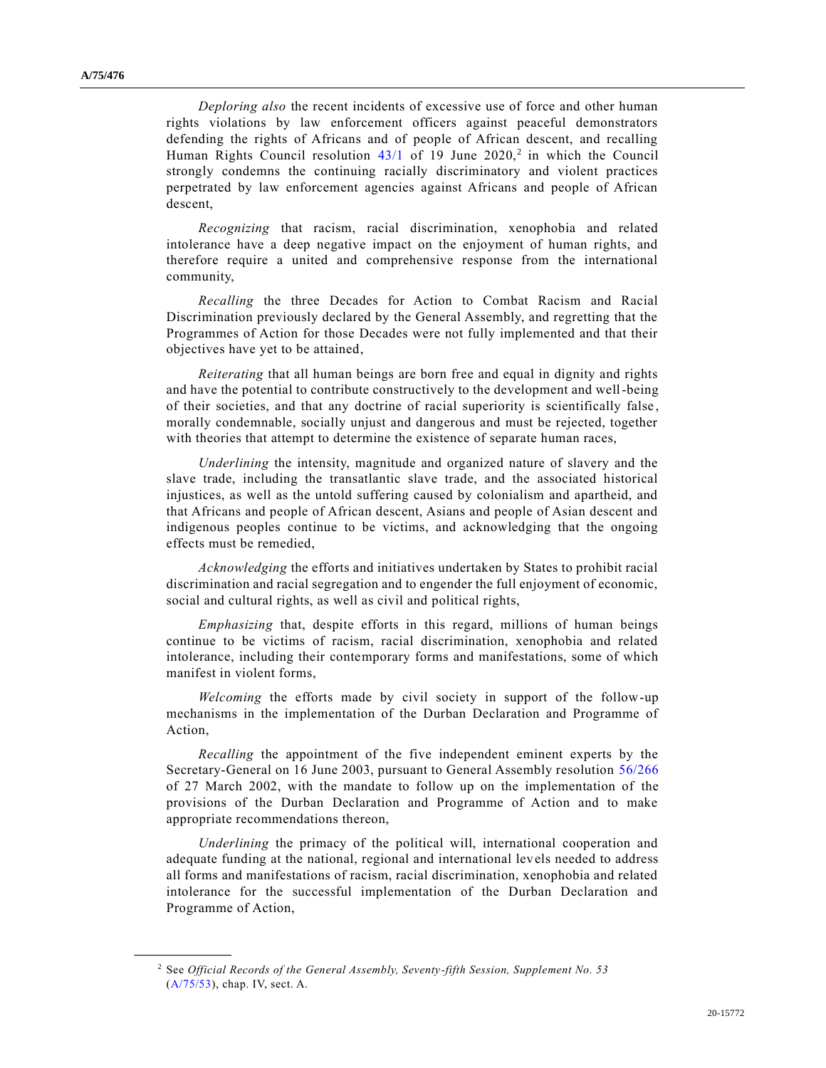*Deploring also* the recent incidents of excessive use of force and other human rights violations by law enforcement officers against peaceful demonstrators defending the rights of Africans and of people of African descent, and recalling Human Rights Council resolution 43/1 of 19 June 2020,[2] in which the Council strongly condemns the continuing racially discriminatory and violent practices perpetrated by law enforcement agencies against Africans and people of African descent,

*Recognizing* that racism, racial discrimination, xenophobia and related intolerance have a deep negative impact on the enjoyment of human rights, and therefore require a united and comprehensive response from the international community,

*Recalling* the three Decades for Action to Combat Racism and Racial Discrimination previously declared by the General Assembly, and regretting that the Programmes of Action for those Decades were not fully implemented and that their objectives have yet to be attained,

*Reiterating* that all human beings are born free and equal in dignity and rights and have the potential to contribute constructively to the development and well-being of their societies, and that any doctrine of racial superiority is scientifically false, morally condemnable, socially unjust and dangerous and must be rejected, together with theories that attempt to determine the existence of separate human races,

*Underlining* the intensity, magnitude and organized nature of slavery and the slave trade, including the transatlantic slave trade, and the associated historical injustices, as well as the untold suffering caused by colonialism and apartheid, and that Africans and people of African descent, Asians and people of Asian descent and indigenous peoples continue to be victims, and acknowledging that the ongoing effects must be remedied,

*Acknowledging* the efforts and initiatives undertaken by States to prohibit racial discrimination and racial segregation and to engender the full enjoyment of economic, social and cultural rights, as well as civil and political rights,

*Emphasizing* that, despite efforts in this regard, millions of human beings continue to be victims of racism, racial discrimination, xenophobia and related intolerance, including their contemporary forms and manifestations, some of which manifest in violent forms,

*Welcoming* the efforts made by civil society in support of the follow-up mechanisms in the implementation of the Durban Declaration and Programme of Action,

*Recalling* the appointment of the five independent eminent experts by the Secretary-General on 16 June 2003, pursuant to General Assembly resolution 56/266 of 27 March 2002, with the mandate to follow up on the implementation of the provisions of the Durban Declaration and Programme of Action and to make appropriate recommendations thereon,

*Underlining* the primacy of the political will, international cooperation and adequate funding at the national, regional and international levels needed to address all forms and manifestations of racism, racial discrimination, xenophobia and related intolerance for the successful implementation of the Durban Declaration and Programme of Action,

---

[2] See *Official Records of the General Assembly, Seventy-fifth Session, Supplement No. 53* (A/75/53), chap. IV, sect. A.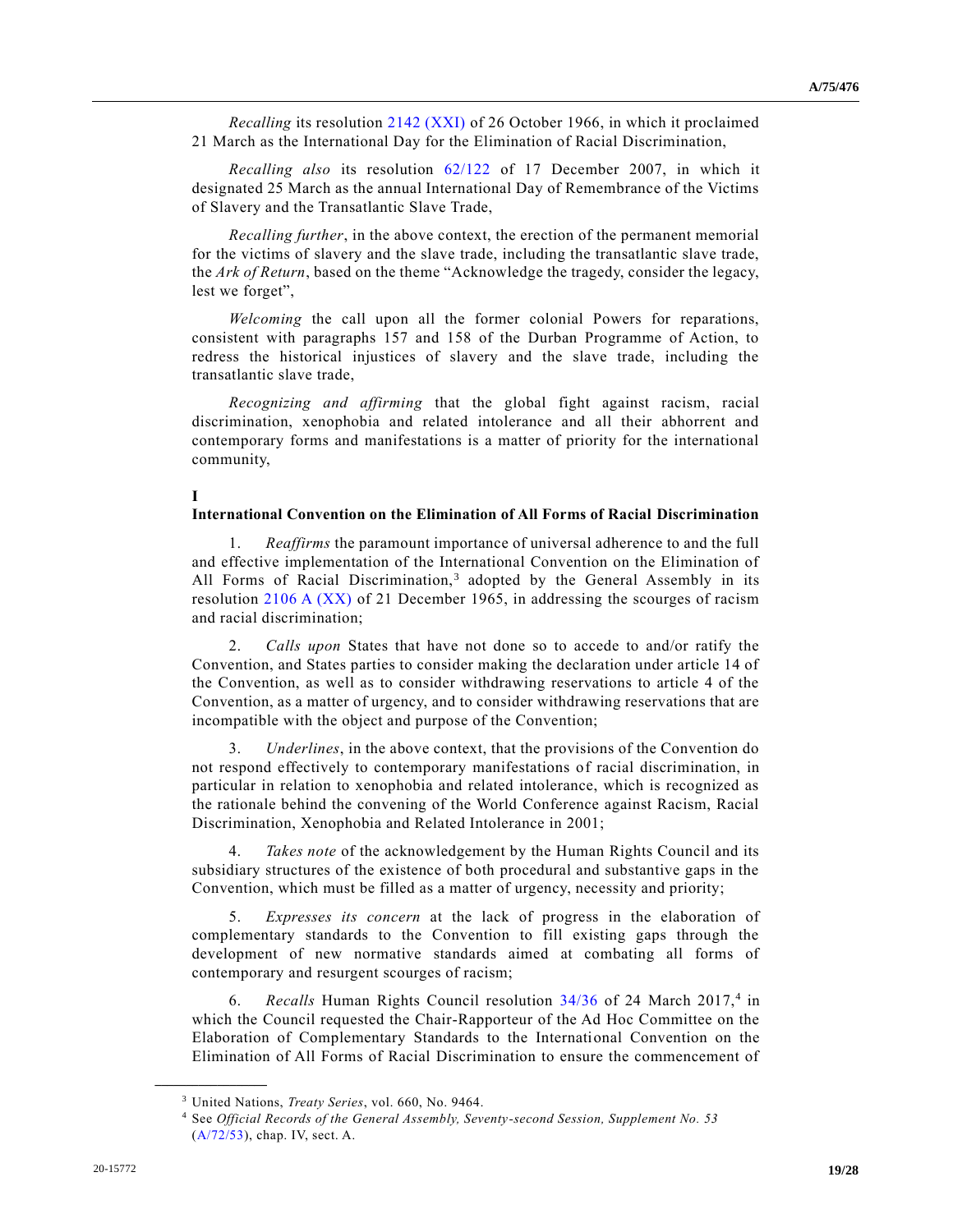*Recalling* its resolution 2142 (XXI) of 26 October 1966, in which it proclaimed 21 March as the International Day for the Elimination of Racial Discrimination,

*Recalling also* its resolution 62/122 of 17 December 2007, in which it designated 25 March as the annual International Day of Remembrance of the Victims of Slavery and the Transatlantic Slave Trade,

*Recalling further*, in the above context, the erection of the permanent memorial for the victims of slavery and the slave trade, including the transatlantic slave trade, the *Ark of Return*, based on the theme "Acknowledge the tragedy, consider the legacy, lest we forget",

*Welcoming* the call upon all the former colonial Powers for reparations, consistent with paragraphs 157 and 158 of the Durban Programme of Action, to redress the historical injustices of slavery and the slave trade, including the transatlantic slave trade,

*Recognizing and affirming* that the global fight against racism, racial discrimination, xenophobia and related intolerance and all their abhorrent and contemporary forms and manifestations is a matter of priority for the international community,

**I**

**International Convention on the Elimination of All Forms of Racial Discrimination**

1. *Reaffirms* the paramount importance of universal adherence to and the full and effective implementation of the International Convention on the Elimination of All Forms of Racial Discrimination,[3] adopted by the General Assembly in its resolution 2106 A (XX) of 21 December 1965, in addressing the scourges of racism and racial discrimination;

2. *Calls upon* States that have not done so to accede to and/or ratify the Convention, and States parties to consider making the declaration under article 14 of the Convention, as well as to consider withdrawing reservations to article 4 of the Convention, as a matter of urgency, and to consider withdrawing reservations that are incompatible with the object and purpose of the Convention;

3. *Underlines*, in the above context, that the provisions of the Convention do not respond effectively to contemporary manifestations of racial discrimination, in particular in relation to xenophobia and related intolerance, which is recognized as the rationale behind the convening of the World Conference against Racism, Racial Discrimination, Xenophobia and Related Intolerance in 2001;

4. *Takes note* of the acknowledgement by the Human Rights Council and its subsidiary structures of the existence of both procedural and substantive gaps in the Convention, which must be filled as a matter of urgency, necessity and priority;

5. *Expresses its concern* at the lack of progress in the elaboration of complementary standards to the Convention to fill existing gaps through the development of new normative standards aimed at combating all forms of contemporary and resurgent scourges of racism;

6. *Recalls* Human Rights Council resolution 34/36 of 24 March 2017,[4] in which the Council requested the Chair-Rapporteur of the Ad Hoc Committee on the Elaboration of Complementary Standards to the International Convention on the Elimination of All Forms of Racial Discrimination to ensure the commencement of

---

[3] United Nations, *Treaty Series*, vol. 660, No. 9464.

[4] See *Official Records of the General Assembly, Seventy-second Session, Supplement No. 53* (A/72/53), chap. IV, sect. A.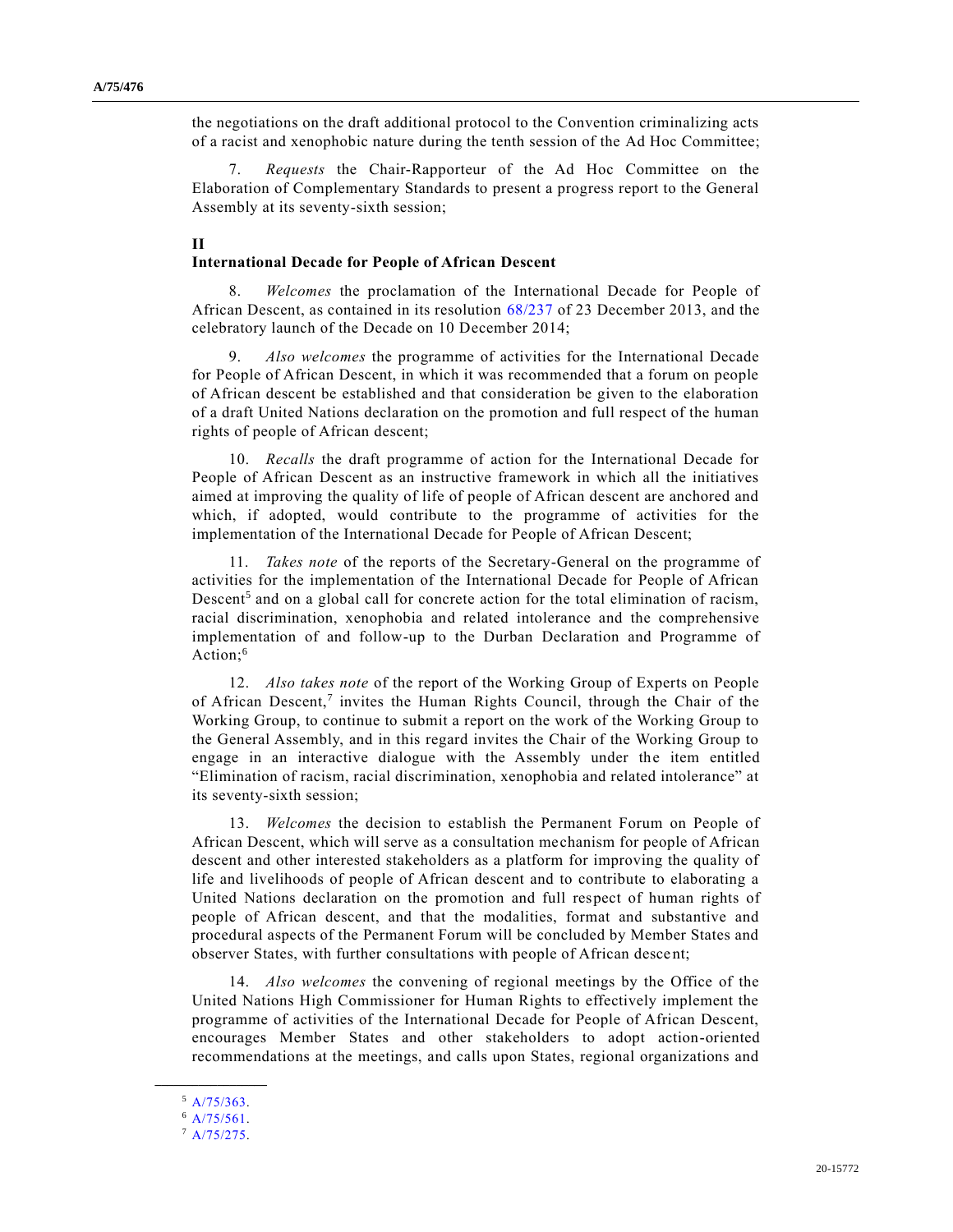the negotiations on the draft additional protocol to the Convention criminalizing acts of a racist and xenophobic nature during the tenth session of the Ad Hoc Committee;

7. *Requests* the Chair-Rapporteur of the Ad Hoc Committee on the Elaboration of Complementary Standards to present a progress report to the General Assembly at its seventy-sixth session;

**II**

**International Decade for People of African Descent**

8. *Welcomes* the proclamation of the International Decade for People of African Descent, as contained in its resolution 68/237 of 23 December 2013, and the celebratory launch of the Decade on 10 December 2014;

9. *Also welcomes* the programme of activities for the International Decade for People of African Descent, in which it was recommended that a forum on people of African descent be established and that consideration be given to the elaboration of a draft United Nations declaration on the promotion and full respect of the human rights of people of African descent;

10. *Recalls* the draft programme of action for the International Decade for People of African Descent as an instructive framework in which all the initiatives aimed at improving the quality of life of people of African descent are anchored and which, if adopted, would contribute to the programme of activities for the implementation of the International Decade for People of African Descent;

11. *Takes note* of the reports of the Secretary-General on the programme of activities for the implementation of the International Decade for People of African Descent[5] and on a global call for concrete action for the total elimination of racism, racial discrimination, xenophobia and related intolerance and the comprehensive implementation of and follow-up to the Durban Declaration and Programme of Action;[6]

12. *Also takes note* of the report of the Working Group of Experts on People of African Descent,[7] invites the Human Rights Council, through the Chair of the Working Group, to continue to submit a report on the work of the Working Group to the General Assembly, and in this regard invites the Chair of the Working Group to engage in an interactive dialogue with the Assembly under the item entitled "Elimination of racism, racial discrimination, xenophobia and related intolerance" at its seventy-sixth session;

13. *Welcomes* the decision to establish the Permanent Forum on People of African Descent, which will serve as a consultation mechanism for people of African descent and other interested stakeholders as a platform for improving the quality of life and livelihoods of people of African descent and to contribute to elaborating a United Nations declaration on the promotion and full respect of human rights of people of African descent, and that the modalities, format and substantive and procedural aspects of the Permanent Forum will be concluded by Member States and observer States, with further consultations with people of African descent;

14. *Also welcomes* the convening of regional meetings by the Office of the United Nations High Commissioner for Human Rights to effectively implement the programme of activities of the International Decade for People of African Descent, encourages Member States and other stakeholders to adopt action-oriented recommendations at the meetings, and calls upon States, regional organizations and

---

[5] A/75/363.

[6] A/75/561.

[7] A/75/275.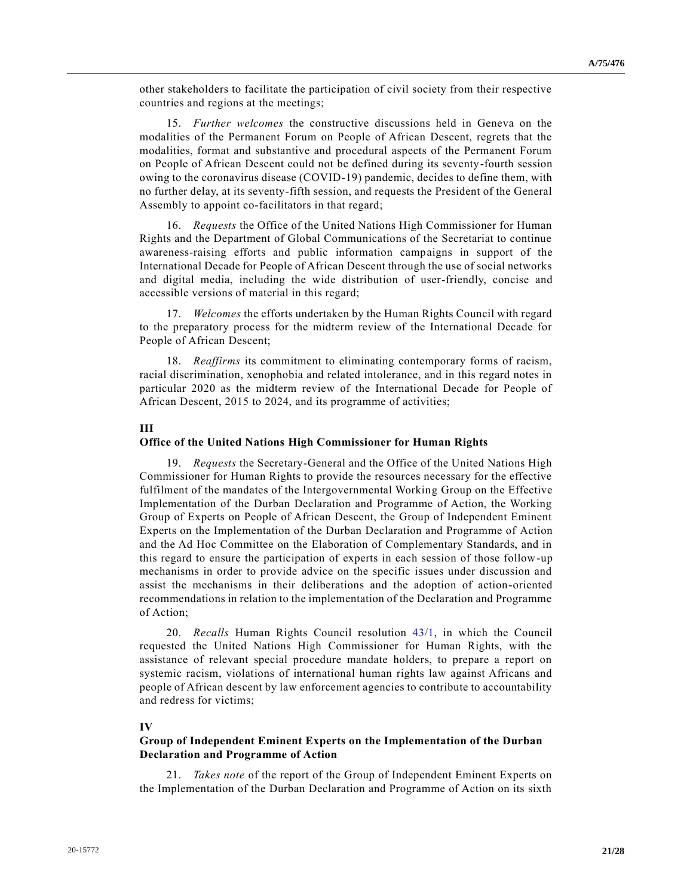other stakeholders to facilitate the participation of civil society from their respective countries and regions at the meetings;

15. *Further welcomes* the constructive discussions held in Geneva on the modalities of the Permanent Forum on People of African Descent, regrets that the modalities, format and substantive and procedural aspects of the Permanent Forum on People of African Descent could not be defined during its seventy-fourth session owing to the coronavirus disease (COVID-19) pandemic, decides to define them, with no further delay, at its seventy-fifth session, and requests the President of the General Assembly to appoint co-facilitators in that regard;

16. *Requests* the Office of the United Nations High Commissioner for Human Rights and the Department of Global Communications of the Secretariat to continue awareness-raising efforts and public information campaigns in support of the International Decade for People of African Descent through the use of social networks and digital media, including the wide distribution of user-friendly, concise and accessible versions of material in this regard;

17. *Welcomes* the efforts undertaken by the Human Rights Council with regard to the preparatory process for the midterm review of the International Decade for People of African Descent;

18. *Reaffirms* its commitment to eliminating contemporary forms of racism, racial discrimination, xenophobia and related intolerance, and in this regard notes in particular 2020 as the midterm review of the International Decade for People of African Descent, 2015 to 2024, and its programme of activities;

**III**
**Office of the United Nations High Commissioner for Human Rights**

19. *Requests* the Secretary-General and the Office of the United Nations High Commissioner for Human Rights to provide the resources necessary for the effective fulfilment of the mandates of the Intergovernmental Working Group on the Effective Implementation of the Durban Declaration and Programme of Action, the Working Group of Experts on People of African Descent, the Group of Independent Eminent Experts on the Implementation of the Durban Declaration and Programme of Action and the Ad Hoc Committee on the Elaboration of Complementary Standards, and in this regard to ensure the participation of experts in each session of those follow-up mechanisms in order to provide advice on the specific issues under discussion and assist the mechanisms in their deliberations and the adoption of action-oriented recommendations in relation to the implementation of the Declaration and Programme of Action;

20. *Recalls* Human Rights Council resolution 43/1, in which the Council requested the United Nations High Commissioner for Human Rights, with the assistance of relevant special procedure mandate holders, to prepare a report on systemic racism, violations of international human rights law against Africans and people of African descent by law enforcement agencies to contribute to accountability and redress for victims;

**IV**
**Group of Independent Eminent Experts on the Implementation of the Durban Declaration and Programme of Action**

21. *Takes note* of the report of the Group of Independent Eminent Experts on the Implementation of the Durban Declaration and Programme of Action on its sixth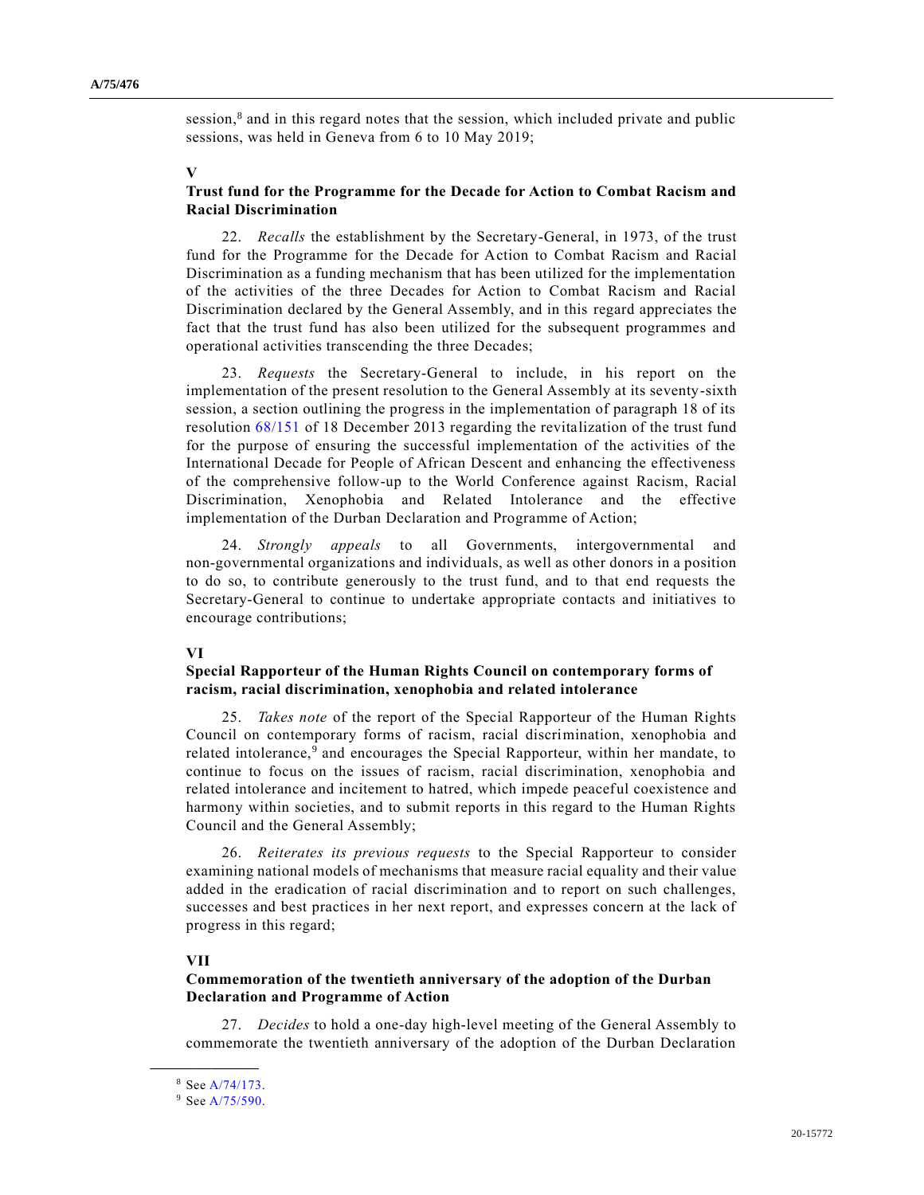session,[8] and in this regard notes that the session, which included private and public sessions, was held in Geneva from 6 to 10 May 2019;

### V
### Trust fund for the Programme for the Decade for Action to Combat Racism and Racial Discrimination

22. *Recalls* the establishment by the Secretary-General, in 1973, of the trust fund for the Programme for the Decade for Action to Combat Racism and Racial Discrimination as a funding mechanism that has been utilized for the implementation of the activities of the three Decades for Action to Combat Racism and Racial Discrimination declared by the General Assembly, and in this regard appreciates the fact that the trust fund has also been utilized for the subsequent programmes and operational activities transcending the three Decades;

23. *Requests* the Secretary-General to include, in his report on the implementation of the present resolution to the General Assembly at its seventy-sixth session, a section outlining the progress in the implementation of paragraph 18 of its resolution 68/151 of 18 December 2013 regarding the revitalization of the trust fund for the purpose of ensuring the successful implementation of the activities of the International Decade for People of African Descent and enhancing the effectiveness of the comprehensive follow-up to the World Conference against Racism, Racial Discrimination, Xenophobia and Related Intolerance and the effective implementation of the Durban Declaration and Programme of Action;

24. *Strongly appeals* to all Governments, intergovernmental and non-governmental organizations and individuals, as well as other donors in a position to do so, to contribute generously to the trust fund, and to that end requests the Secretary-General to continue to undertake appropriate contacts and initiatives to encourage contributions;

### VI
### Special Rapporteur of the Human Rights Council on contemporary forms of racism, racial discrimination, xenophobia and related intolerance

25. *Takes note* of the report of the Special Rapporteur of the Human Rights Council on contemporary forms of racism, racial discrimination, xenophobia and related intolerance,[9] and encourages the Special Rapporteur, within her mandate, to continue to focus on the issues of racism, racial discrimination, xenophobia and related intolerance and incitement to hatred, which impede peaceful coexistence and harmony within societies, and to submit reports in this regard to the Human Rights Council and the General Assembly;

26. *Reiterates its previous requests* to the Special Rapporteur to consider examining national models of mechanisms that measure racial equality and their value added in the eradication of racial discrimination and to report on such challenges, successes and best practices in her next report, and expresses concern at the lack of progress in this regard;

### VII
### Commemoration of the twentieth anniversary of the adoption of the Durban Declaration and Programme of Action

27. *Decides* to hold a one-day high-level meeting of the General Assembly to commemorate the twentieth anniversary of the adoption of the Durban Declaration

---

[8] See A/74/173.

[9] See A/75/590.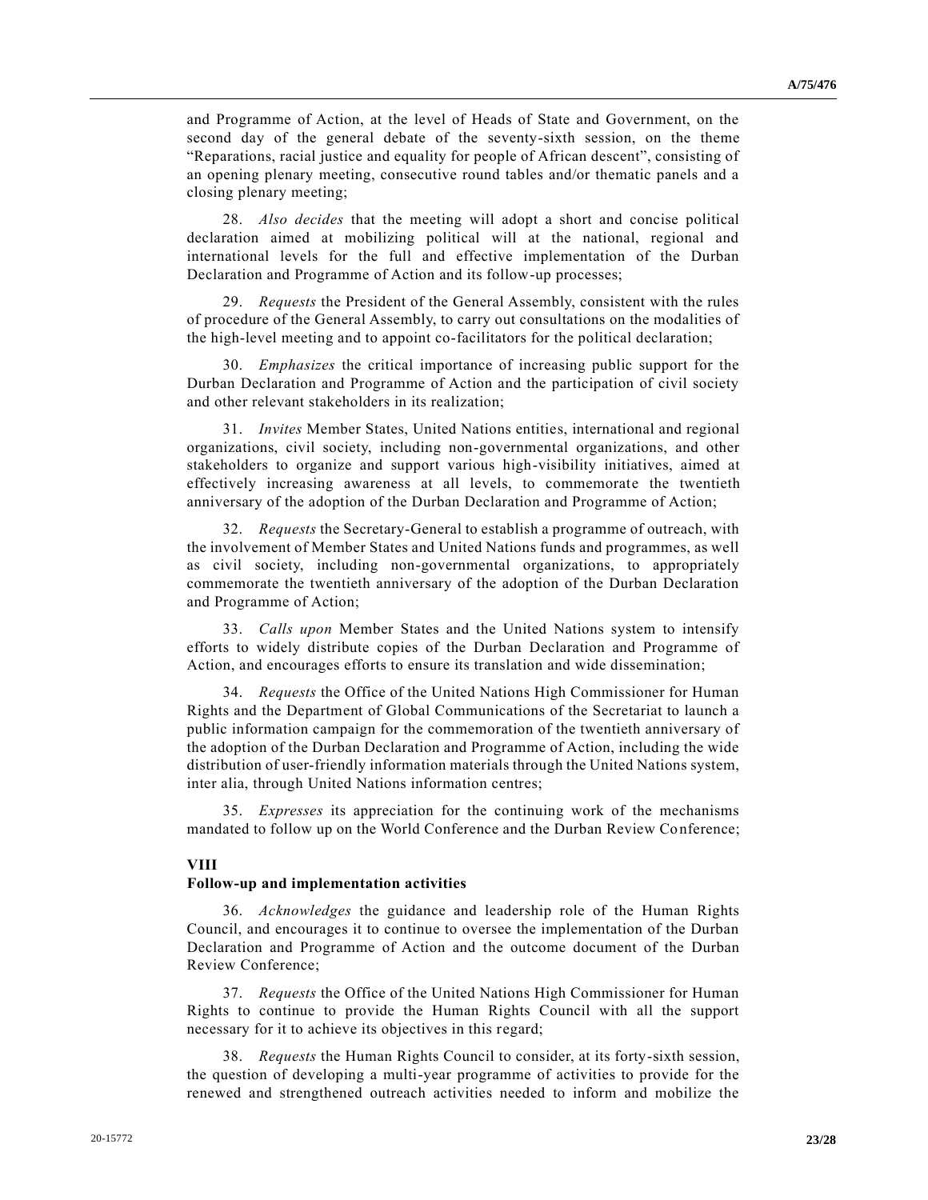and Programme of Action, at the level of Heads of State and Government, on the second day of the general debate of the seventy-sixth session, on the theme "Reparations, racial justice and equality for people of African descent", consisting of an opening plenary meeting, consecutive round tables and/or thematic panels and a closing plenary meeting;

28. *Also decides* that the meeting will adopt a short and concise political declaration aimed at mobilizing political will at the national, regional and international levels for the full and effective implementation of the Durban Declaration and Programme of Action and its follow-up processes;

29. *Requests* the President of the General Assembly, consistent with the rules of procedure of the General Assembly, to carry out consultations on the modalities of the high-level meeting and to appoint co-facilitators for the political declaration;

30. *Emphasizes* the critical importance of increasing public support for the Durban Declaration and Programme of Action and the participation of civil society and other relevant stakeholders in its realization;

31. *Invites* Member States, United Nations entities, international and regional organizations, civil society, including non-governmental organizations, and other stakeholders to organize and support various high-visibility initiatives, aimed at effectively increasing awareness at all levels, to commemorate the twentieth anniversary of the adoption of the Durban Declaration and Programme of Action;

32. *Requests* the Secretary-General to establish a programme of outreach, with the involvement of Member States and United Nations funds and programmes, as well as civil society, including non-governmental organizations, to appropriately commemorate the twentieth anniversary of the adoption of the Durban Declaration and Programme of Action;

33. *Calls upon* Member States and the United Nations system to intensify efforts to widely distribute copies of the Durban Declaration and Programme of Action, and encourages efforts to ensure its translation and wide dissemination;

34. *Requests* the Office of the United Nations High Commissioner for Human Rights and the Department of Global Communications of the Secretariat to launch a public information campaign for the commemoration of the twentieth anniversary of the adoption of the Durban Declaration and Programme of Action, including the wide distribution of user-friendly information materials through the United Nations system, inter alia, through United Nations information centres;

35. *Expresses* its appreciation for the continuing work of the mechanisms mandated to follow up on the World Conference and the Durban Review Conference;

## VIII
### Follow-up and implementation activities

36. *Acknowledges* the guidance and leadership role of the Human Rights Council, and encourages it to continue to oversee the implementation of the Durban Declaration and Programme of Action and the outcome document of the Durban Review Conference;

37. *Requests* the Office of the United Nations High Commissioner for Human Rights to continue to provide the Human Rights Council with all the support necessary for it to achieve its objectives in this regard;

38. *Requests* the Human Rights Council to consider, at its forty-sixth session, the question of developing a multi-year programme of activities to provide for the renewed and strengthened outreach activities needed to inform and mobilize the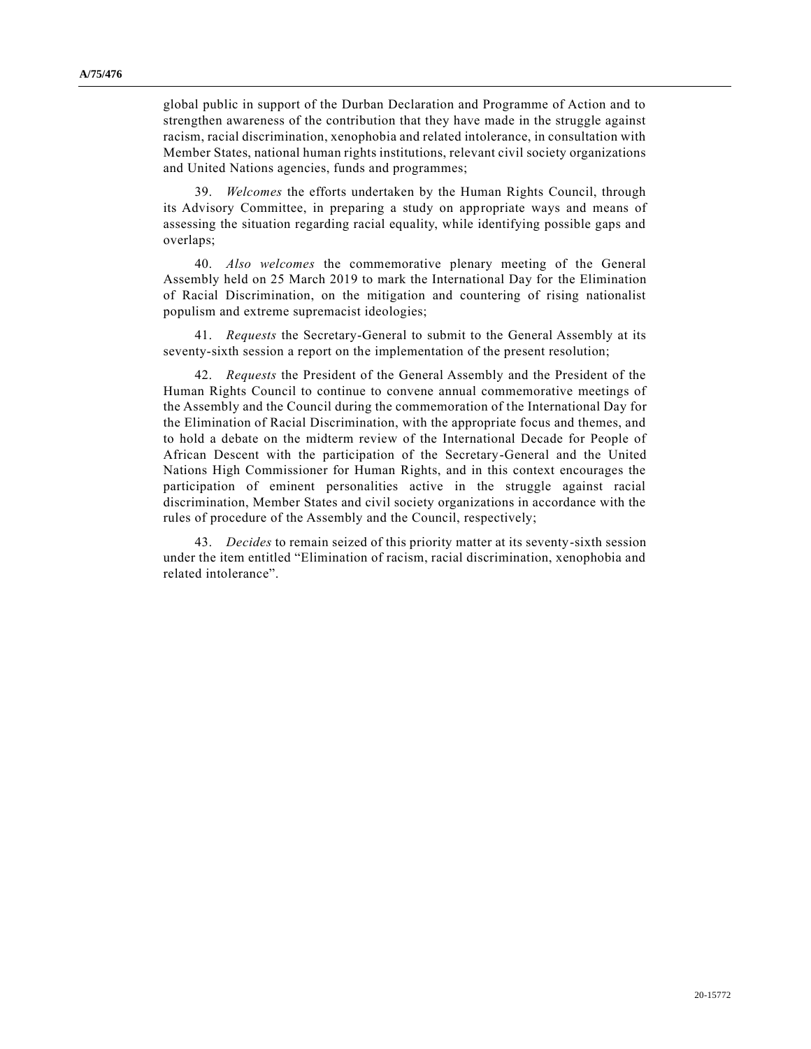global public in support of the Durban Declaration and Programme of Action and to strengthen awareness of the contribution that they have made in the struggle against racism, racial discrimination, xenophobia and related intolerance, in consultation with Member States, national human rights institutions, relevant civil society organizations and United Nations agencies, funds and programmes;

39. *Welcomes* the efforts undertaken by the Human Rights Council, through its Advisory Committee, in preparing a study on appropriate ways and means of assessing the situation regarding racial equality, while identifying possible gaps and overlaps;

40. *Also welcomes* the commemorative plenary meeting of the General Assembly held on 25 March 2019 to mark the International Day for the Elimination of Racial Discrimination, on the mitigation and countering of rising nationalist populism and extreme supremacist ideologies;

41. *Requests* the Secretary-General to submit to the General Assembly at its seventy-sixth session a report on the implementation of the present resolution;

42. *Requests* the President of the General Assembly and the President of the Human Rights Council to continue to convene annual commemorative meetings of the Assembly and the Council during the commemoration of the International Day for the Elimination of Racial Discrimination, with the appropriate focus and themes, and to hold a debate on the midterm review of the International Decade for People of African Descent with the participation of the Secretary-General and the United Nations High Commissioner for Human Rights, and in this context encourages the participation of eminent personalities active in the struggle against racial discrimination, Member States and civil society organizations in accordance with the rules of procedure of the Assembly and the Council, respectively;

43. *Decides* to remain seized of this priority matter at its seventy-sixth session under the item entitled "Elimination of racism, racial discrimination, xenophobia and related intolerance".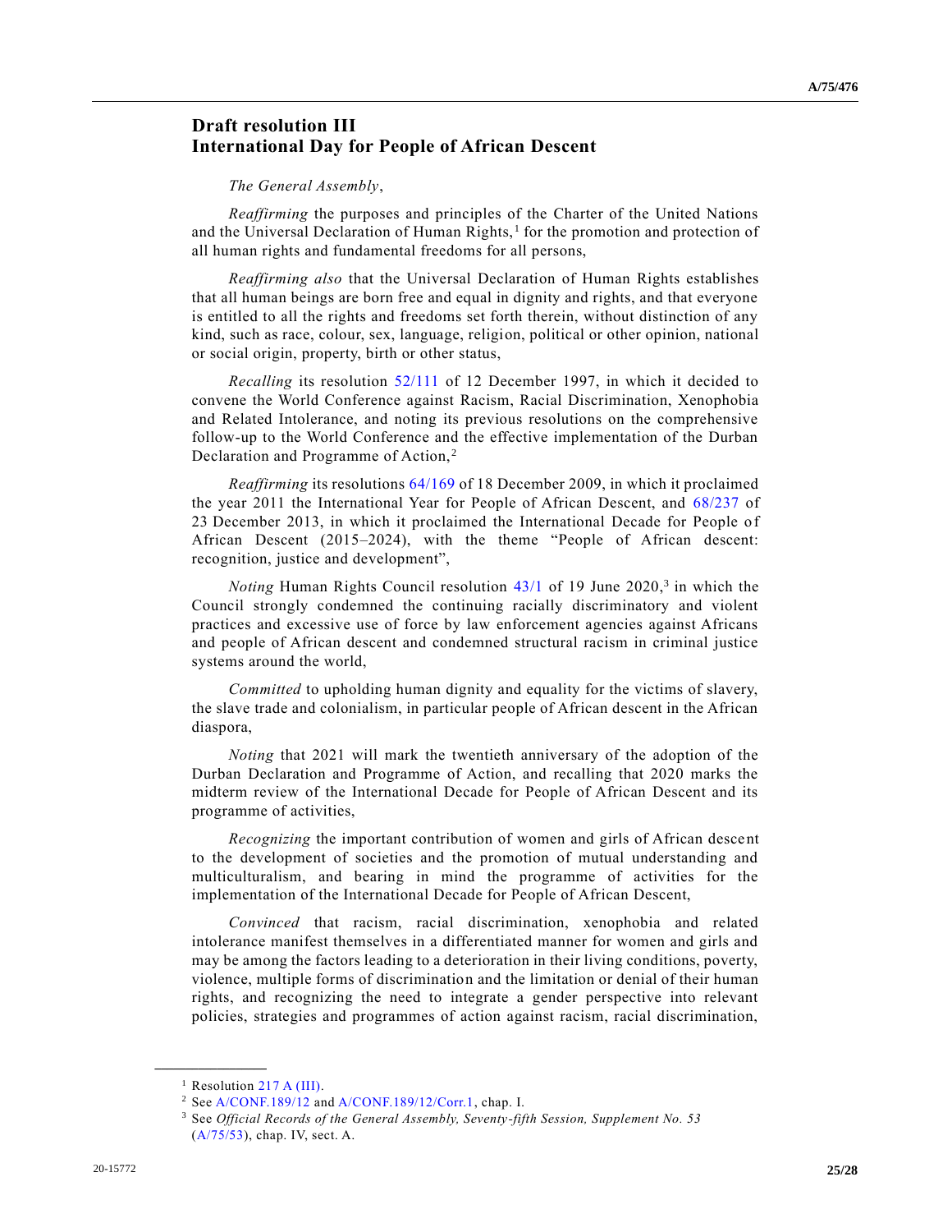## Draft resolution III
## International Day for People of African Descent

*The General Assembly*,

*Reaffirming* the purposes and principles of the Charter of the United Nations and the Universal Declaration of Human Rights,[1] for the promotion and protection of all human rights and fundamental freedoms for all persons,

*Reaffirming also* that the Universal Declaration of Human Rights establishes that all human beings are born free and equal in dignity and rights, and that everyone is entitled to all the rights and freedoms set forth therein, without distinction of any kind, such as race, colour, sex, language, religion, political or other opinion, national or social origin, property, birth or other status,

*Recalling* its resolution 52/111 of 12 December 1997, in which it decided to convene the World Conference against Racism, Racial Discrimination, Xenophobia and Related Intolerance, and noting its previous resolutions on the comprehensive follow-up to the World Conference and the effective implementation of the Durban Declaration and Programme of Action,[2]

*Reaffirming* its resolutions 64/169 of 18 December 2009, in which it proclaimed the year 2011 the International Year for People of African Descent, and 68/237 of 23 December 2013, in which it proclaimed the International Decade for People of African Descent (2015–2024), with the theme "People of African descent: recognition, justice and development",

*Noting* Human Rights Council resolution 43/1 of 19 June 2020,[3] in which the Council strongly condemned the continuing racially discriminatory and violent practices and excessive use of force by law enforcement agencies against Africans and people of African descent and condemned structural racism in criminal justice systems around the world,

*Committed* to upholding human dignity and equality for the victims of slavery, the slave trade and colonialism, in particular people of African descent in the African diaspora,

*Noting* that 2021 will mark the twentieth anniversary of the adoption of the Durban Declaration and Programme of Action, and recalling that 2020 marks the midterm review of the International Decade for People of African Descent and its programme of activities,

*Recognizing* the important contribution of women and girls of African descent to the development of societies and the promotion of mutual understanding and multiculturalism, and bearing in mind the programme of activities for the implementation of the International Decade for People of African Descent,

*Convinced* that racism, racial discrimination, xenophobia and related intolerance manifest themselves in a differentiated manner for women and girls and may be among the factors leading to a deterioration in their living conditions, poverty, violence, multiple forms of discrimination and the limitation or denial of their human rights, and recognizing the need to integrate a gender perspective into relevant policies, strategies and programmes of action against racism, racial discrimination,

---

[1] Resolution 217 A (III).

[2] See A/CONF.189/12 and A/CONF.189/12/Corr.1, chap. I.

[3] See *Official Records of the General Assembly, Seventy-fifth Session, Supplement No. 53* (A/75/53), chap. IV, sect. A.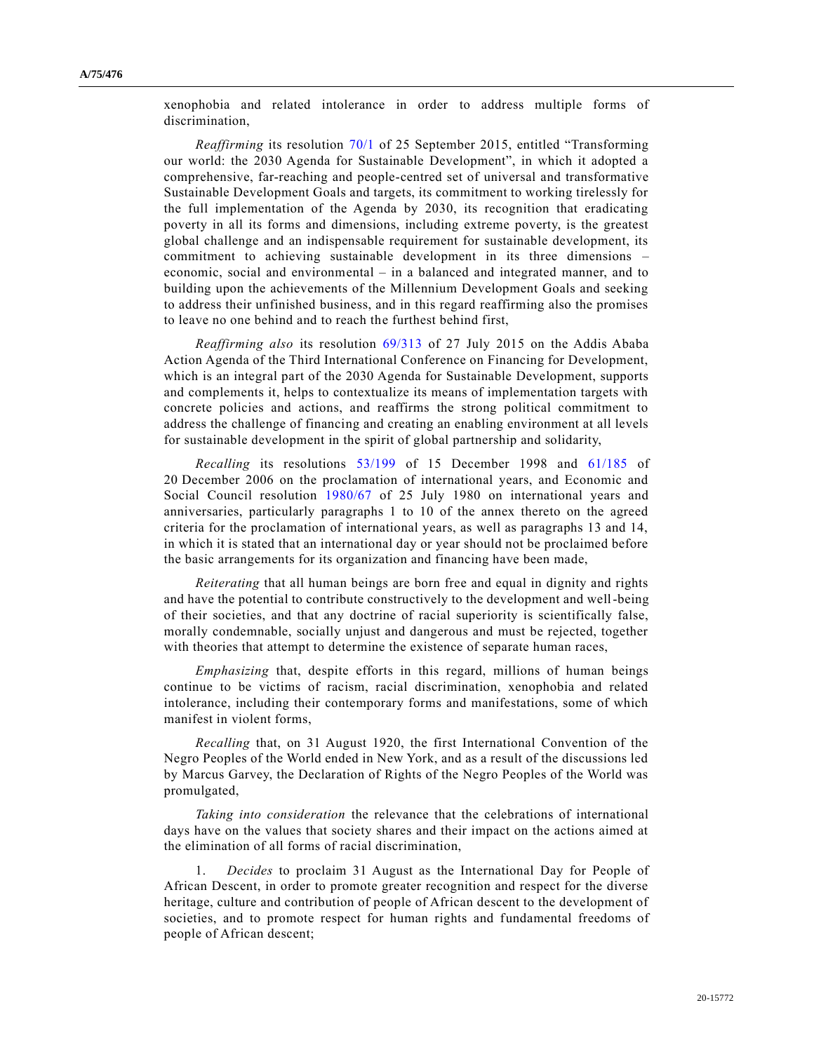xenophobia and related intolerance in order to address multiple forms of discrimination,

*Reaffirming* its resolution 70/1 of 25 September 2015, entitled "Transforming our world: the 2030 Agenda for Sustainable Development", in which it adopted a comprehensive, far-reaching and people-centred set of universal and transformative Sustainable Development Goals and targets, its commitment to working tirelessly for the full implementation of the Agenda by 2030, its recognition that eradicating poverty in all its forms and dimensions, including extreme poverty, is the greatest global challenge and an indispensable requirement for sustainable development, its commitment to achieving sustainable development in its three dimensions – economic, social and environmental – in a balanced and integrated manner, and to building upon the achievements of the Millennium Development Goals and seeking to address their unfinished business, and in this regard reaffirming also the promises to leave no one behind and to reach the furthest behind first,

*Reaffirming also* its resolution 69/313 of 27 July 2015 on the Addis Ababa Action Agenda of the Third International Conference on Financing for Development, which is an integral part of the 2030 Agenda for Sustainable Development, supports and complements it, helps to contextualize its means of implementation targets with concrete policies and actions, and reaffirms the strong political commitment to address the challenge of financing and creating an enabling environment at all levels for sustainable development in the spirit of global partnership and solidarity,

*Recalling* its resolutions 53/199 of 15 December 1998 and 61/185 of 20 December 2006 on the proclamation of international years, and Economic and Social Council resolution 1980/67 of 25 July 1980 on international years and anniversaries, particularly paragraphs 1 to 10 of the annex thereto on the agreed criteria for the proclamation of international years, as well as paragraphs 13 and 14, in which it is stated that an international day or year should not be proclaimed before the basic arrangements for its organization and financing have been made,

*Reiterating* that all human beings are born free and equal in dignity and rights and have the potential to contribute constructively to the development and well-being of their societies, and that any doctrine of racial superiority is scientifically false, morally condemnable, socially unjust and dangerous and must be rejected, together with theories that attempt to determine the existence of separate human races,

*Emphasizing* that, despite efforts in this regard, millions of human beings continue to be victims of racism, racial discrimination, xenophobia and related intolerance, including their contemporary forms and manifestations, some of which manifest in violent forms,

*Recalling* that, on 31 August 1920, the first International Convention of the Negro Peoples of the World ended in New York, and as a result of the discussions led by Marcus Garvey, the Declaration of Rights of the Negro Peoples of the World was promulgated,

*Taking into consideration* the relevance that the celebrations of international days have on the values that society shares and their impact on the actions aimed at the elimination of all forms of racial discrimination,

1. *Decides* to proclaim 31 August as the International Day for People of African Descent, in order to promote greater recognition and respect for the diverse heritage, culture and contribution of people of African descent to the development of societies, and to promote respect for human rights and fundamental freedoms of people of African descent;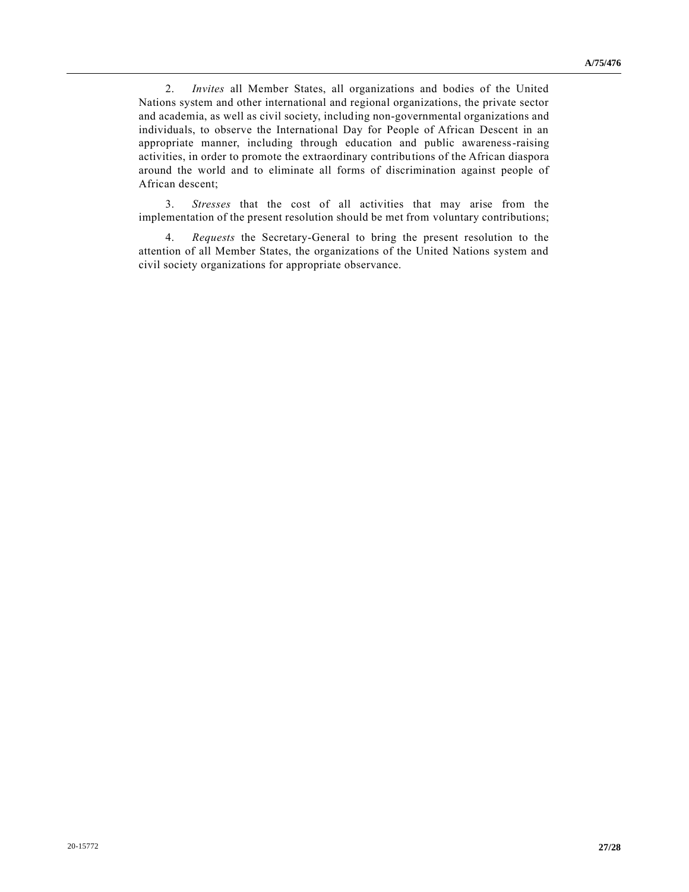2. *Invites* all Member States, all organizations and bodies of the United Nations system and other international and regional organizations, the private sector and academia, as well as civil society, including non-governmental organizations and individuals, to observe the International Day for People of African Descent in an appropriate manner, including through education and public awareness-raising activities, in order to promote the extraordinary contributions of the African diaspora around the world and to eliminate all forms of discrimination against people of African descent;

3. *Stresses* that the cost of all activities that may arise from the implementation of the present resolution should be met from voluntary contributions;

4. *Requests* the Secretary-General to bring the present resolution to the attention of all Member States, the organizations of the United Nations system and civil society organizations for appropriate observance.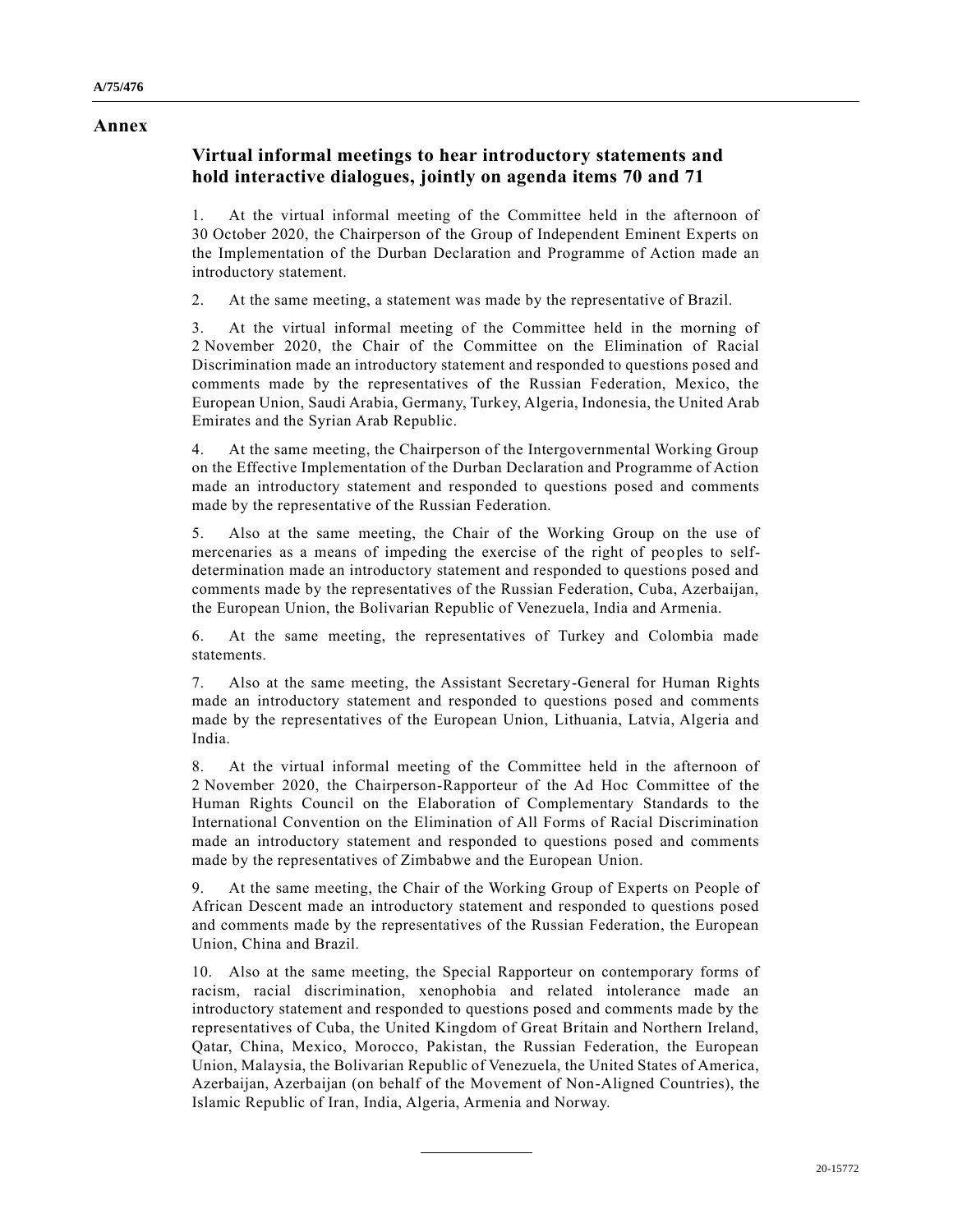# Annex

## Virtual informal meetings to hear introductory statements and hold interactive dialogues, jointly on agenda items 70 and 71

1. At the virtual informal meeting of the Committee held in the afternoon of 30 October 2020, the Chairperson of the Group of Independent Eminent Experts on the Implementation of the Durban Declaration and Programme of Action made an introductory statement.

2. At the same meeting, a statement was made by the representative of Brazil.

3. At the virtual informal meeting of the Committee held in the morning of 2 November 2020, the Chair of the Committee on the Elimination of Racial Discrimination made an introductory statement and responded to questions posed and comments made by the representatives of the Russian Federation, Mexico, the European Union, Saudi Arabia, Germany, Turkey, Algeria, Indonesia, the United Arab Emirates and the Syrian Arab Republic.

4. At the same meeting, the Chairperson of the Intergovernmental Working Group on the Effective Implementation of the Durban Declaration and Programme of Action made an introductory statement and responded to questions posed and comments made by the representative of the Russian Federation.

5. Also at the same meeting, the Chair of the Working Group on the use of mercenaries as a means of impeding the exercise of the right of peoples to self-determination made an introductory statement and responded to questions posed and comments made by the representatives of the Russian Federation, Cuba, Azerbaijan, the European Union, the Bolivarian Republic of Venezuela, India and Armenia.

6. At the same meeting, the representatives of Turkey and Colombia made statements.

7. Also at the same meeting, the Assistant Secretary-General for Human Rights made an introductory statement and responded to questions posed and comments made by the representatives of the European Union, Lithuania, Latvia, Algeria and India.

8. At the virtual informal meeting of the Committee held in the afternoon of 2 November 2020, the Chairperson-Rapporteur of the Ad Hoc Committee of the Human Rights Council on the Elaboration of Complementary Standards to the International Convention on the Elimination of All Forms of Racial Discrimination made an introductory statement and responded to questions posed and comments made by the representatives of Zimbabwe and the European Union.

9. At the same meeting, the Chair of the Working Group of Experts on People of African Descent made an introductory statement and responded to questions posed and comments made by the representatives of the Russian Federation, the European Union, China and Brazil.

10. Also at the same meeting, the Special Rapporteur on contemporary forms of racism, racial discrimination, xenophobia and related intolerance made an introductory statement and responded to questions posed and comments made by the representatives of Cuba, the United Kingdom of Great Britain and Northern Ireland, Qatar, China, Mexico, Morocco, Pakistan, the Russian Federation, the European Union, Malaysia, the Bolivarian Republic of Venezuela, the United States of America, Azerbaijan, Azerbaijan (on behalf of the Movement of Non-Aligned Countries), the Islamic Republic of Iran, India, Algeria, Armenia and Norway.